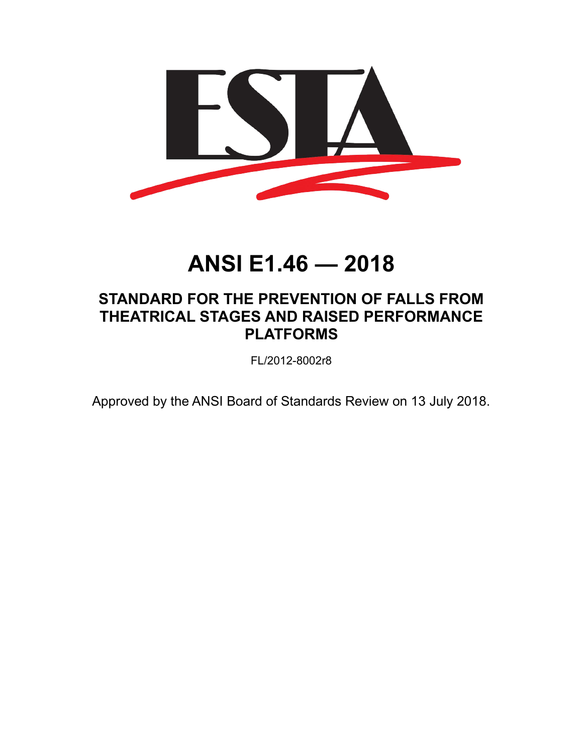ESTA

# ANSI E1.46 — 2018

## STANDARD FOR THE PREVENTION OF FALLS FROM THEATRICAL STAGES AND RAISED PERFORMANCE PLATFORMS

FL/2012-8002r8

Approved by the ANSI Board of Standards Review on 13 July 2018.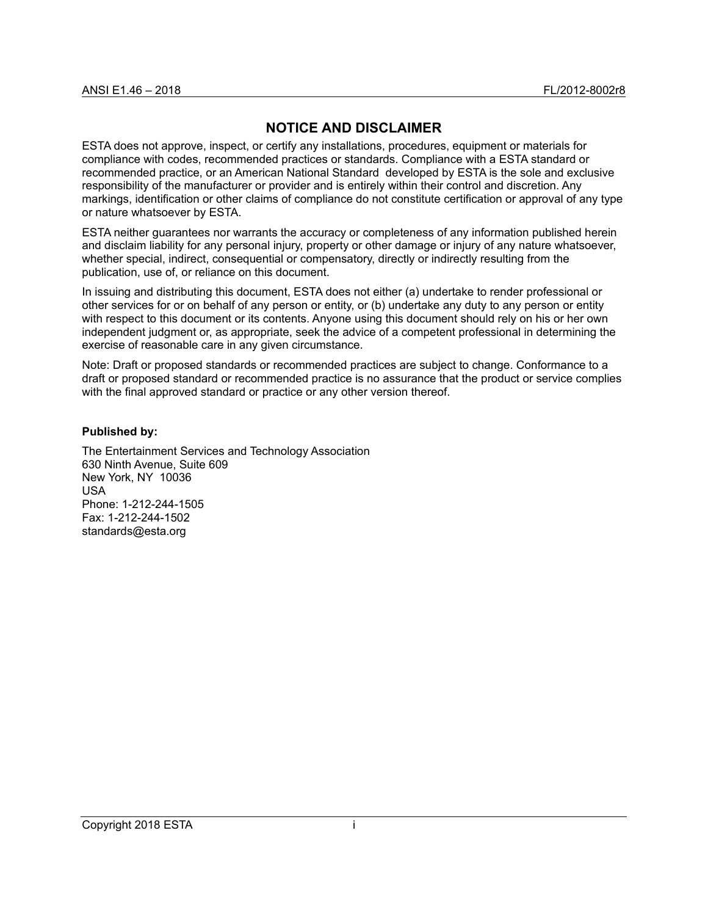## NOTICE AND DISCLAIMER

ESTA does not approve, inspect, or certify any installations, procedures, equipment or materials for compliance with codes, recommended practices or standards. Compliance with a ESTA standard or recommended practice, or an American National Standard developed by ESTA is the sole and exclusive responsibility of the manufacturer or provider and is entirely within their control and discretion. Any markings, identification or other claims of compliance do not constitute certification or approval of any type or nature whatsoever by ESTA.

ESTA neither guarantees nor warrants the accuracy or completeness of any information published herein and disclaim liability for any personal injury, property or other damage or injury of any nature whatsoever, whether special, indirect, consequential or compensatory, directly or indirectly resulting from the publication, use of, or reliance on this document.

In issuing and distributing this document, ESTA does not either (a) undertake to render professional or other services for or on behalf of any person or entity, or (b) undertake any duty to any person or entity with respect to this document or its contents. Anyone using this document should rely on his or her own independent judgment or, as appropriate, seek the advice of a competent professional in determining the exercise of reasonable care in any given circumstance.

Note: Draft or proposed standards or recommended practices are subject to change. Conformance to a draft or proposed standard or recommended practice is no assurance that the product or service complies with the final approved standard or practice or any other version thereof.

**Published by:**

The Entertainment Services and Technology Association
630 Ninth Avenue, Suite 609
New York, NY 10036
USA
Phone: 1-212-244-1505
Fax: 1-212-244-1502
standards@esta.org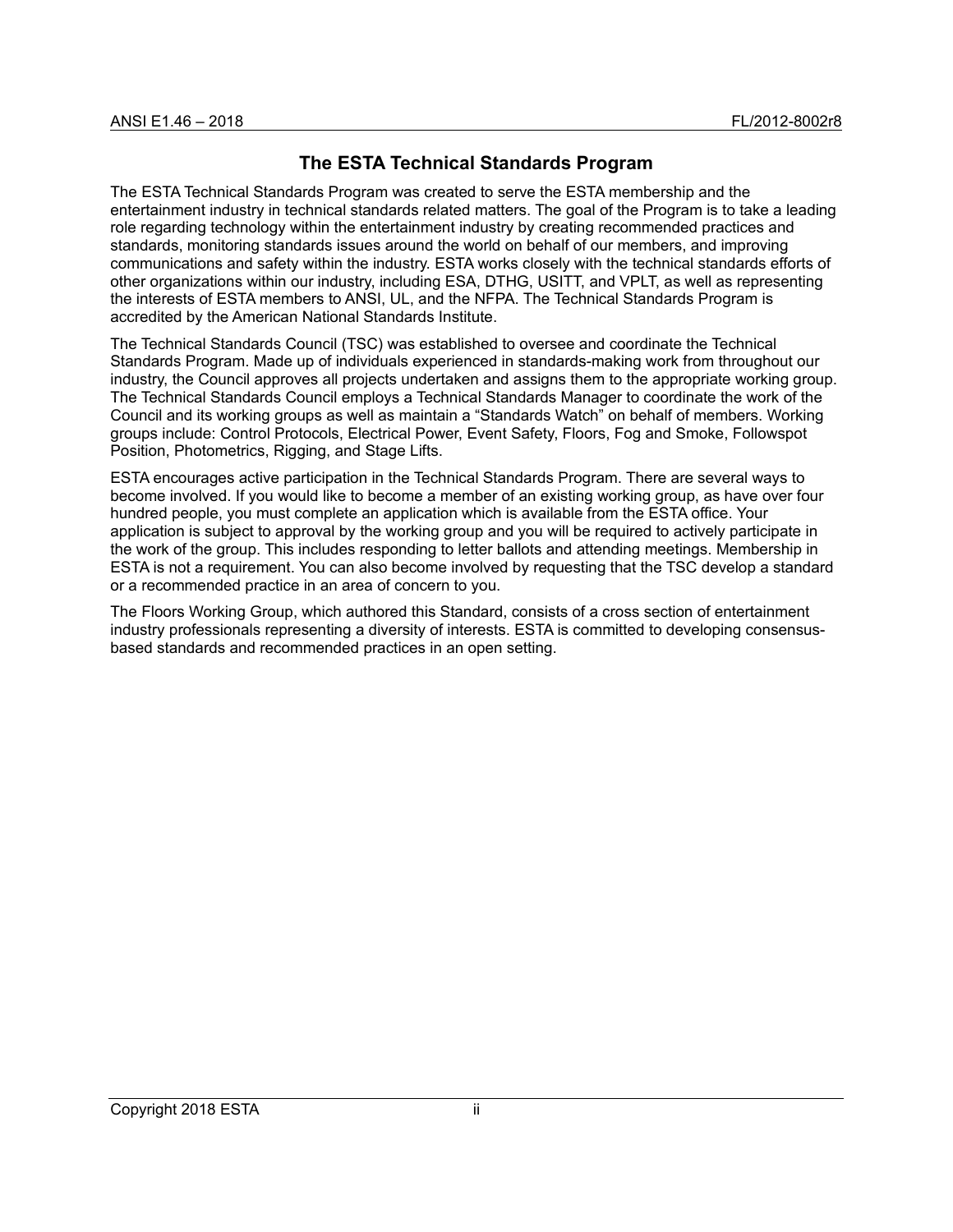## The ESTA Technical Standards Program

The ESTA Technical Standards Program was created to serve the ESTA membership and the entertainment industry in technical standards related matters. The goal of the Program is to take a leading role regarding technology within the entertainment industry by creating recommended practices and standards, monitoring standards issues around the world on behalf of our members, and improving communications and safety within the industry. ESTA works closely with the technical standards efforts of other organizations within our industry, including ESA, DTHG, USITT, and VPLT, as well as representing the interests of ESTA members to ANSI, UL, and the NFPA. The Technical Standards Program is accredited by the American National Standards Institute.

The Technical Standards Council (TSC) was established to oversee and coordinate the Technical Standards Program. Made up of individuals experienced in standards-making work from throughout our industry, the Council approves all projects undertaken and assigns them to the appropriate working group. The Technical Standards Council employs a Technical Standards Manager to coordinate the work of the Council and its working groups as well as maintain a "Standards Watch" on behalf of members. Working groups include: Control Protocols, Electrical Power, Event Safety, Floors, Fog and Smoke, Followspot Position, Photometrics, Rigging, and Stage Lifts.

ESTA encourages active participation in the Technical Standards Program. There are several ways to become involved. If you would like to become a member of an existing working group, as have over four hundred people, you must complete an application which is available from the ESTA office. Your application is subject to approval by the working group and you will be required to actively participate in the work of the group. This includes responding to letter ballots and attending meetings. Membership in ESTA is not a requirement. You can also become involved by requesting that the TSC develop a standard or a recommended practice in an area of concern to you.

The Floors Working Group, which authored this Standard, consists of a cross section of entertainment industry professionals representing a diversity of interests. ESTA is committed to developing consensus-based standards and recommended practices in an open setting.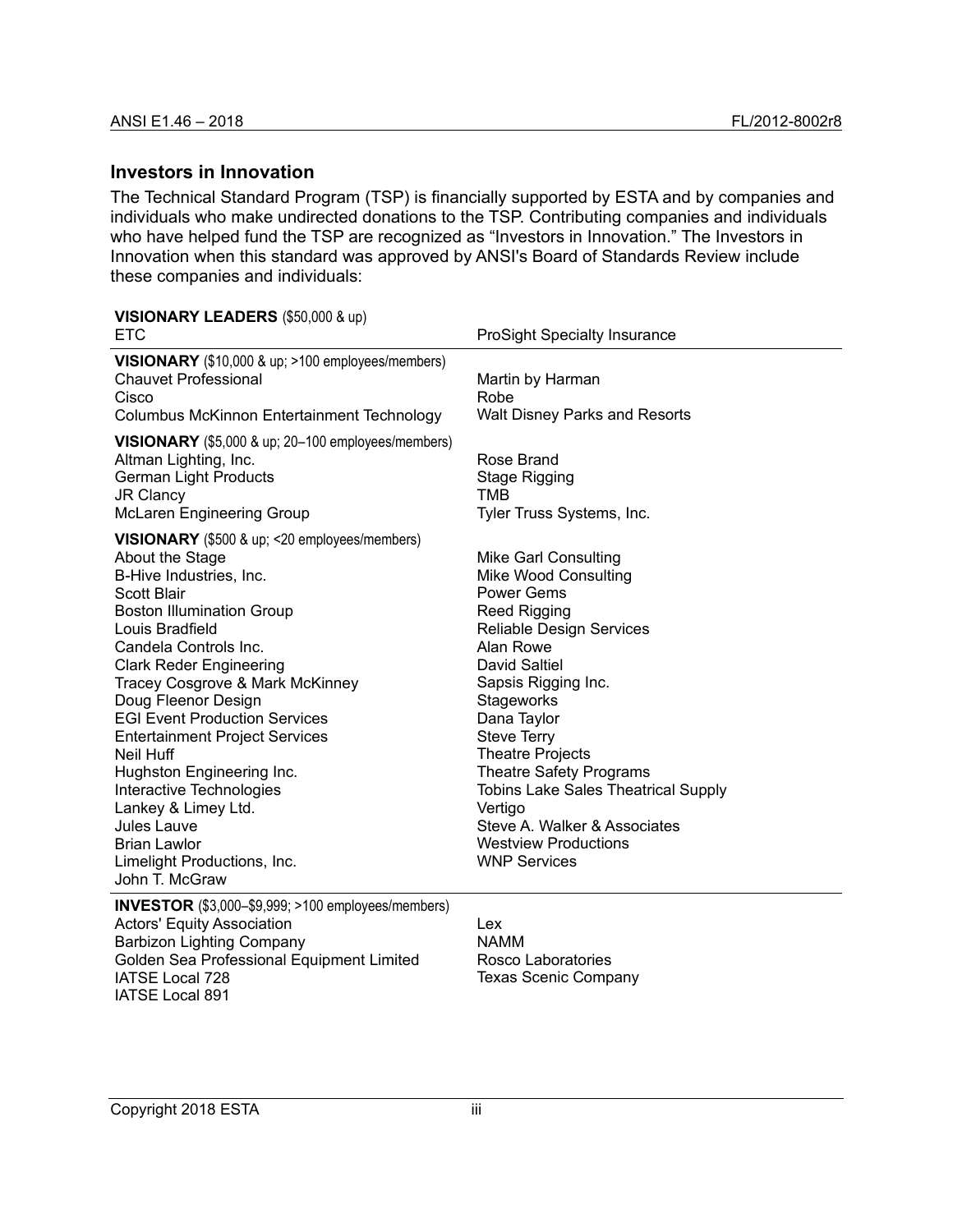## Investors in Innovation

The Technical Standard Program (TSP) is financially supported by ESTA and by companies and individuals who make undirected donations to the TSP. Contributing companies and individuals who have helped fund the TSP are recognized as "Investors in Innovation." The Investors in Innovation when this standard was approved by ANSI's Board of Standards Review include these companies and individuals:

**VISIONARY LEADERS** ($50,000 & up)

ETC
ProSight Specialty Insurance

**VISIONARY** ($10,000 & up; >100 employees/members)

Chauvet Professional
Cisco
Columbus McKinnon Entertainment Technology
Martin by Harman
Robe
Walt Disney Parks and Resorts

**VISIONARY** ($5,000 & up; 20–100 employees/members)

Altman Lighting, Inc.
German Light Products
JR Clancy
McLaren Engineering Group
Rose Brand
Stage Rigging
TMB
Tyler Truss Systems, Inc.

**VISIONARY** ($500 & up; <20 employees/members)

About the Stage
B-Hive Industries, Inc.
Scott Blair
Boston Illumination Group
Louis Bradfield
Candela Controls Inc.
Clark Reder Engineering
Tracey Cosgrove & Mark McKinney
Doug Fleenor Design
EGI Event Production Services
Entertainment Project Services
Neil Huff
Hughston Engineering Inc.
Interactive Technologies
Lankey & Limey Ltd.
Jules Lauve
Brian Lawlor
Limelight Productions, Inc.
John T. McGraw
Mike Garl Consulting
Mike Wood Consulting
Power Gems
Reed Rigging
Reliable Design Services
Alan Rowe
David Saltiel
Sapsis Rigging Inc.
Stageworks
Dana Taylor
Steve Terry
Theatre Projects
Theatre Safety Programs
Tobins Lake Sales Theatrical Supply
Vertigo
Steve A. Walker & Associates
Westview Productions
WNP Services

**INVESTOR** ($3,000–$9,999; >100 employees/members)

Actors' Equity Association
Barbizon Lighting Company
Golden Sea Professional Equipment Limited
IATSE Local 728
IATSE Local 891
Lex
NAMM
Rosco Laboratories
Texas Scenic Company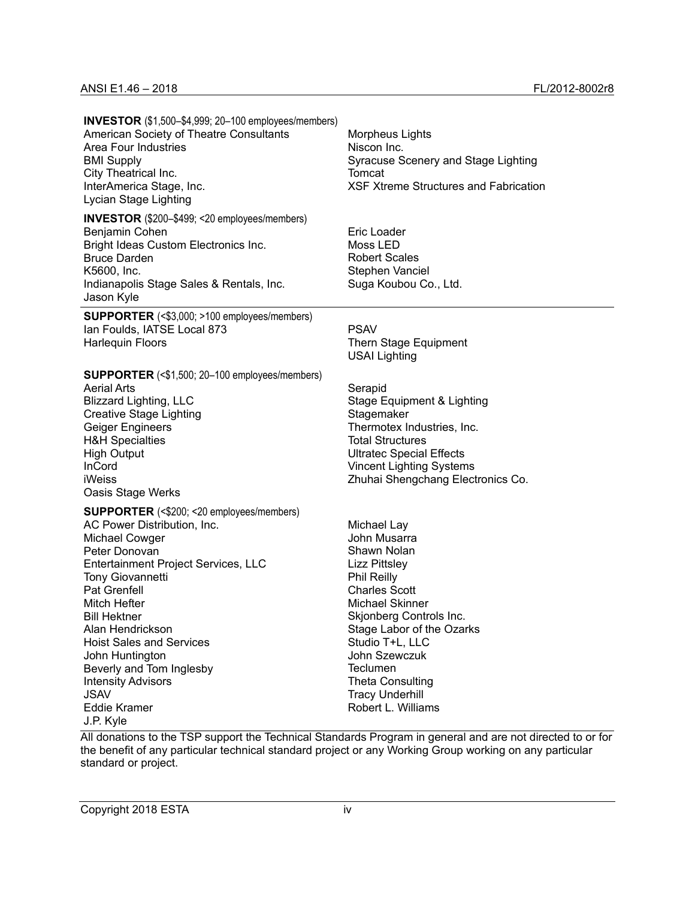**INVESTOR** ($1,500–$4,999; 20–100 employees/members)

American Society of Theatre Consultants
Area Four Industries
BMI Supply
City Theatrical Inc.
InterAmerica Stage, Inc.
Lycian Stage Lighting
Morpheus Lights
Niscon Inc.
Syracuse Scenery and Stage Lighting
Tomcat
XSF Xtreme Structures and Fabrication

**INVESTOR** ($200–$499; <20 employees/members)

Benjamin Cohen
Bright Ideas Custom Electronics Inc.
Bruce Darden
K5600, Inc.
Indianapolis Stage Sales & Rentals, Inc.
Jason Kyle
Eric Loader
Moss LED
Robert Scales
Stephen Vanciel
Suga Koubou Co., Ltd.

---

**SUPPORTER** (<$3,000; >100 employees/members)

Ian Foulds, IATSE Local 873
Harlequin Floors
PSAV
Thern Stage Equipment
USAI Lighting

**SUPPORTER** (<$1,500; 20–100 employees/members)

Aerial Arts
Blizzard Lighting, LLC
Creative Stage Lighting
Geiger Engineers
H&H Specialties
High Output
InCord
iWeiss
Oasis Stage Werks
Serapid
Stage Equipment & Lighting
Stagemaker
Thermotex Industries, Inc.
Total Structures
Ultratec Special Effects
Vincent Lighting Systems
Zhuhai Shengchang Electronics Co.

**SUPPORTER** (<$200; <20 employees/members)

AC Power Distribution, Inc.
Michael Cowger
Peter Donovan
Entertainment Project Services, LLC
Tony Giovannetti
Pat Grenfell
Mitch Hefter
Bill Hektner
Alan Hendrickson
Hoist Sales and Services
John Huntington
Beverly and Tom Inglesby
Intensity Advisors
JSAV
Eddie Kramer
J.P. Kyle
Michael Lay
John Musarra
Shawn Nolan
Lizz Pittsley
Phil Reilly
Charles Scott
Michael Skinner
Skjonberg Controls Inc.
Stage Labor of the Ozarks
Studio T+L, LLC
John Szewczuk
Teclumen
Theta Consulting
Tracy Underhill
Robert L. Williams

---

All donations to the TSP support the Technical Standards Program in general and are not directed to or for the benefit of any particular technical standard project or any Working Group working on any particular standard or project.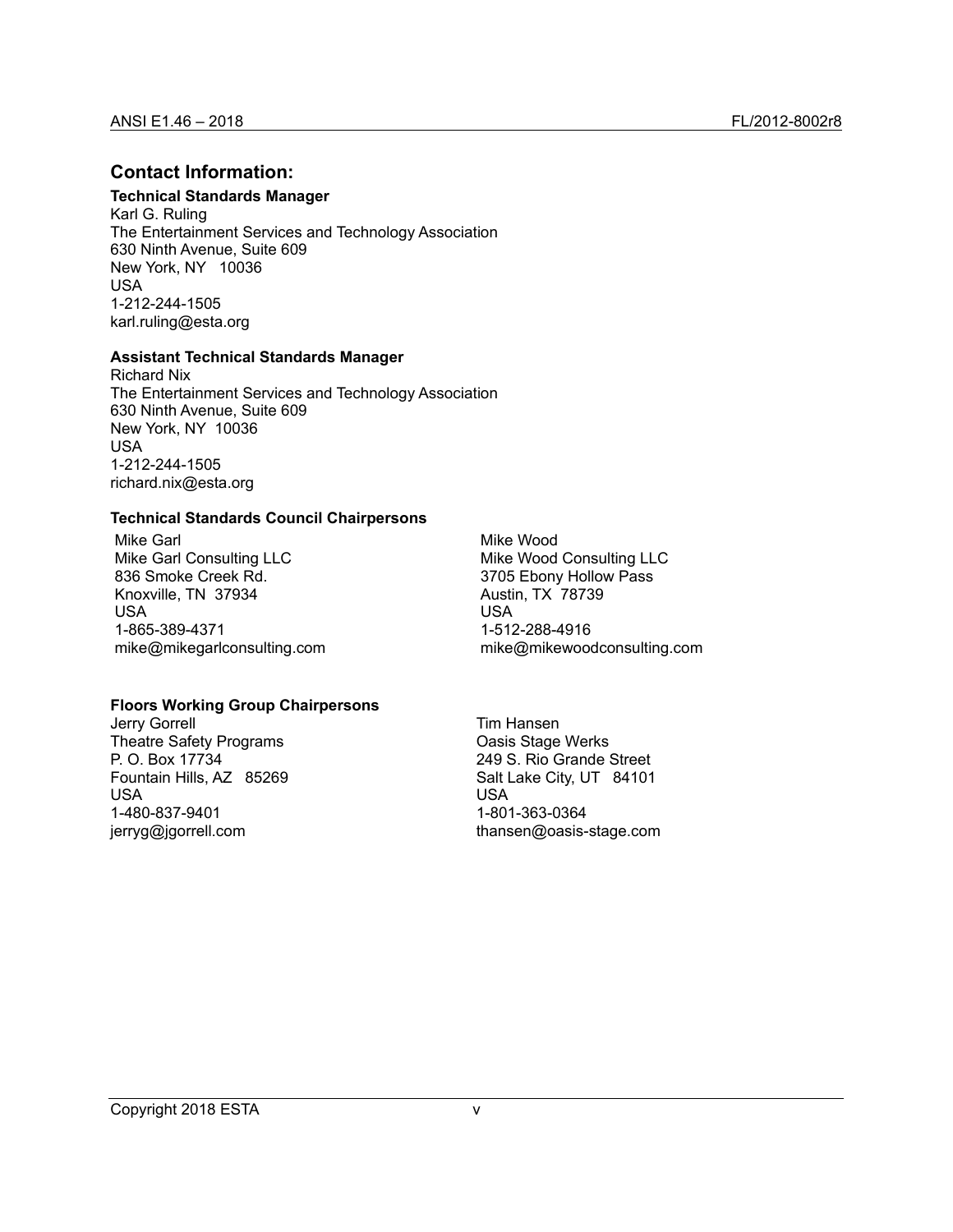## Contact Information:

**Technical Standards Manager**
Karl G. Ruling
The Entertainment Services and Technology Association
630 Ninth Avenue, Suite 609
New York, NY 10036
USA
1-212-244-1505
karl.ruling@esta.org

**Assistant Technical Standards Manager**
Richard Nix
The Entertainment Services and Technology Association
630 Ninth Avenue, Suite 609
New York, NY 10036
USA
1-212-244-1505
richard.nix@esta.org

**Technical Standards Council Chairpersons**

Mike Garl
Mike Garl Consulting LLC
836 Smoke Creek Rd.
Knoxville, TN 37934
USA
1-865-389-4371
mike@mikegarlconsulting.com

Mike Wood
Mike Wood Consulting LLC
3705 Ebony Hollow Pass
Austin, TX 78739
USA
1-512-288-4916
mike@mikewoodconsulting.com

**Floors Working Group Chairpersons**

Jerry Gorrell
Theatre Safety Programs
P. O. Box 17734
Fountain Hills, AZ 85269
USA
1-480-837-9401
jerryg@jgorrell.com

Tim Hansen
Oasis Stage Werks
249 S. Rio Grande Street
Salt Lake City, UT 84101
USA
1-801-363-0364
thansen@oasis-stage.com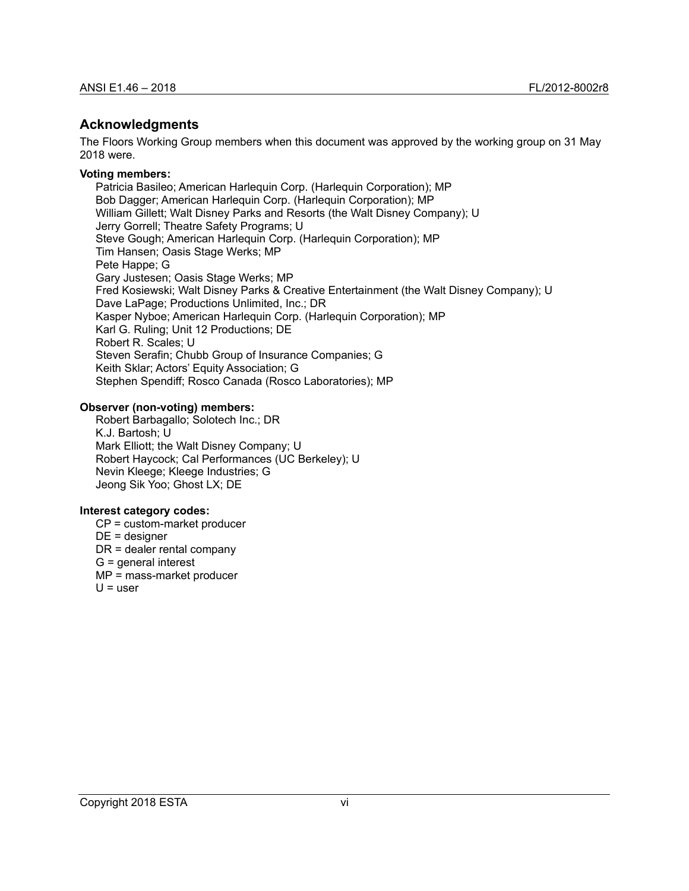## Acknowledgments

The Floors Working Group members when this document was approved by the working group on 31 May 2018 were.

**Voting members:**

Patricia Basileo; American Harlequin Corp. (Harlequin Corporation); MP
Bob Dagger; American Harlequin Corp. (Harlequin Corporation); MP
William Gillett; Walt Disney Parks and Resorts (the Walt Disney Company); U
Jerry Gorrell; Theatre Safety Programs; U
Steve Gough; American Harlequin Corp. (Harlequin Corporation); MP
Tim Hansen; Oasis Stage Werks; MP
Pete Happe; G
Gary Justesen; Oasis Stage Werks; MP
Fred Kosiewski; Walt Disney Parks & Creative Entertainment (the Walt Disney Company); U
Dave LaPage; Productions Unlimited, Inc.; DR
Kasper Nyboe; American Harlequin Corp. (Harlequin Corporation); MP
Karl G. Ruling; Unit 12 Productions; DE
Robert R. Scales; U
Steven Serafin; Chubb Group of Insurance Companies; G
Keith Sklar; Actors' Equity Association; G
Stephen Spendiff; Rosco Canada (Rosco Laboratories); MP

**Observer (non-voting) members:**

Robert Barbagallo; Solotech Inc.; DR
K.J. Bartosh; U
Mark Elliott; the Walt Disney Company; U
Robert Haycock; Cal Performances (UC Berkeley); U
Nevin Kleege; Kleege Industries; G
Jeong Sik Yoo; Ghost LX; DE

**Interest category codes:**

CP = custom-market producer
DE = designer
DR = dealer rental company
G = general interest
MP = mass-market producer
U = user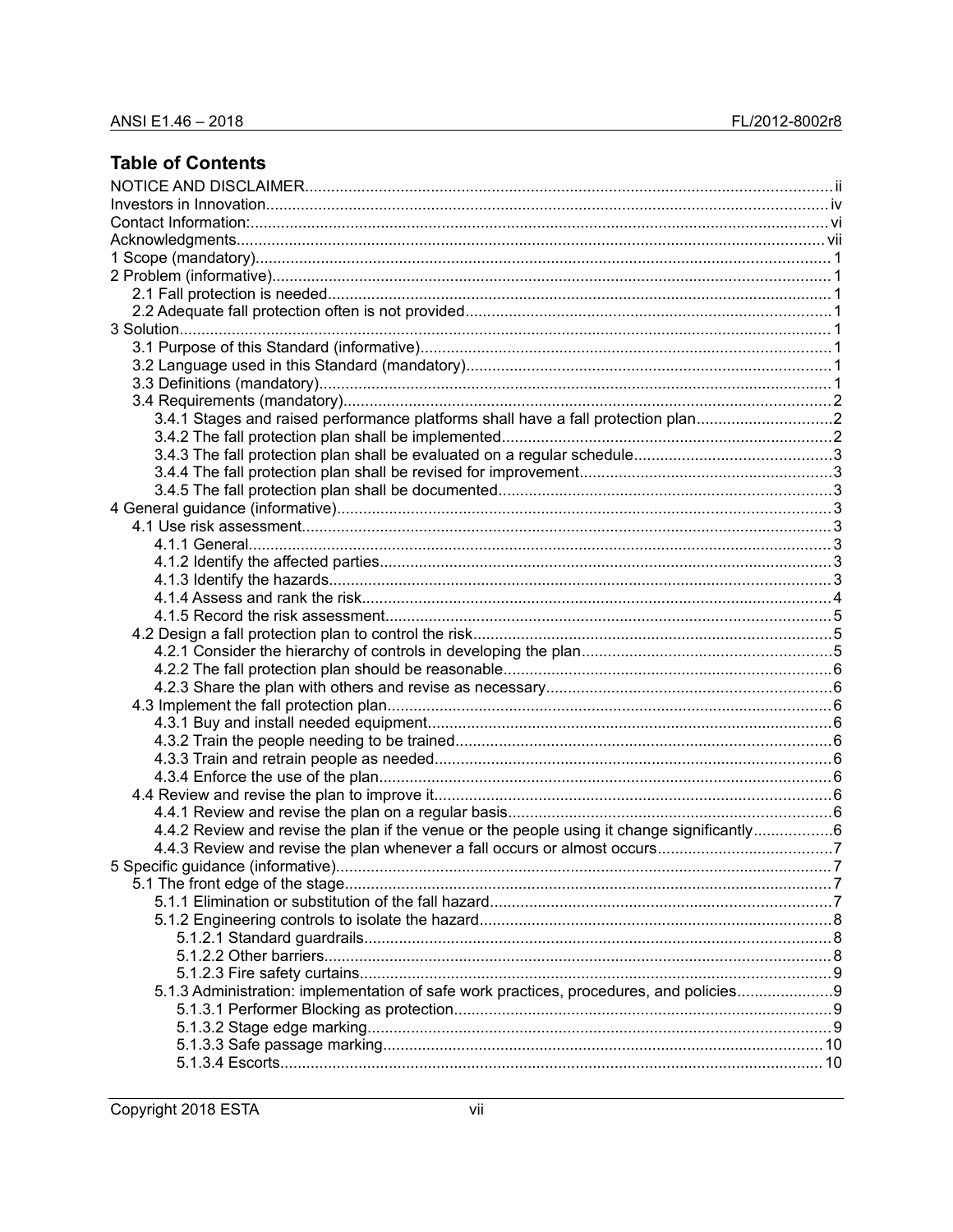## Table of Contents

NOTICE AND DISCLAIMER ..... ii
Investors in Innovation ..... iv
Contact Information: ..... vi
Acknowledgments ..... vii
1 Scope (mandatory) ..... 1
2 Problem (informative) ..... 1
  2.1 Fall protection is needed ..... 1
  2.2 Adequate fall protection often is not provided ..... 1
3 Solution ..... 1
  3.1 Purpose of this Standard (informative) ..... 1
  3.2 Language used in this Standard (mandatory) ..... 1
  3.3 Definitions (mandatory) ..... 1
  3.4 Requirements (mandatory) ..... 2
    3.4.1 Stages and raised performance platforms shall have a fall protection plan ..... 2
    3.4.2 The fall protection plan shall be implemented ..... 2
    3.4.3 The fall protection plan shall be evaluated on a regular schedule ..... 3
    3.4.4 The fall protection plan shall be revised for improvement ..... 3
    3.4.5 The fall protection plan shall be documented ..... 3
4 General guidance (informative) ..... 3
  4.1 Use risk assessment ..... 3
    4.1.1 General ..... 3
    4.1.2 Identify the affected parties ..... 3
    4.1.3 Identify the hazards ..... 3
    4.1.4 Assess and rank the risk ..... 4
    4.1.5 Record the risk assessment ..... 5
  4.2 Design a fall protection plan to control the risk ..... 5
    4.2.1 Consider the hierarchy of controls in developing the plan ..... 5
    4.2.2 The fall protection plan should be reasonable ..... 6
    4.2.3 Share the plan with others and revise as necessary ..... 6
  4.3 Implement the fall protection plan ..... 6
    4.3.1 Buy and install needed equipment ..... 6
    4.3.2 Train the people needing to be trained ..... 6
    4.3.3 Train and retrain people as needed ..... 6
    4.3.4 Enforce the use of the plan ..... 6
  4.4 Review and revise the plan to improve it ..... 6
    4.4.1 Review and revise the plan on a regular basis ..... 6
    4.4.2 Review and revise the plan if the venue or the people using it change significantly ..... 6
    4.4.3 Review and revise the plan whenever a fall occurs or almost occurs ..... 7
5 Specific guidance (informative) ..... 7
  5.1 The front edge of the stage ..... 7
    5.1.1 Elimination or substitution of the fall hazard ..... 7
    5.1.2 Engineering controls to isolate the hazard ..... 8
      5.1.2.1 Standard guardrails ..... 8
      5.1.2.2 Other barriers ..... 8
      5.1.2.3 Fire safety curtains ..... 9
    5.1.3 Administration: implementation of safe work practices, procedures, and policies ..... 9
      5.1.3.1 Performer Blocking as protection ..... 9
      5.1.3.2 Stage edge marking ..... 9
      5.1.3.3 Safe passage marking ..... 10
      5.1.3.4 Escorts ..... 10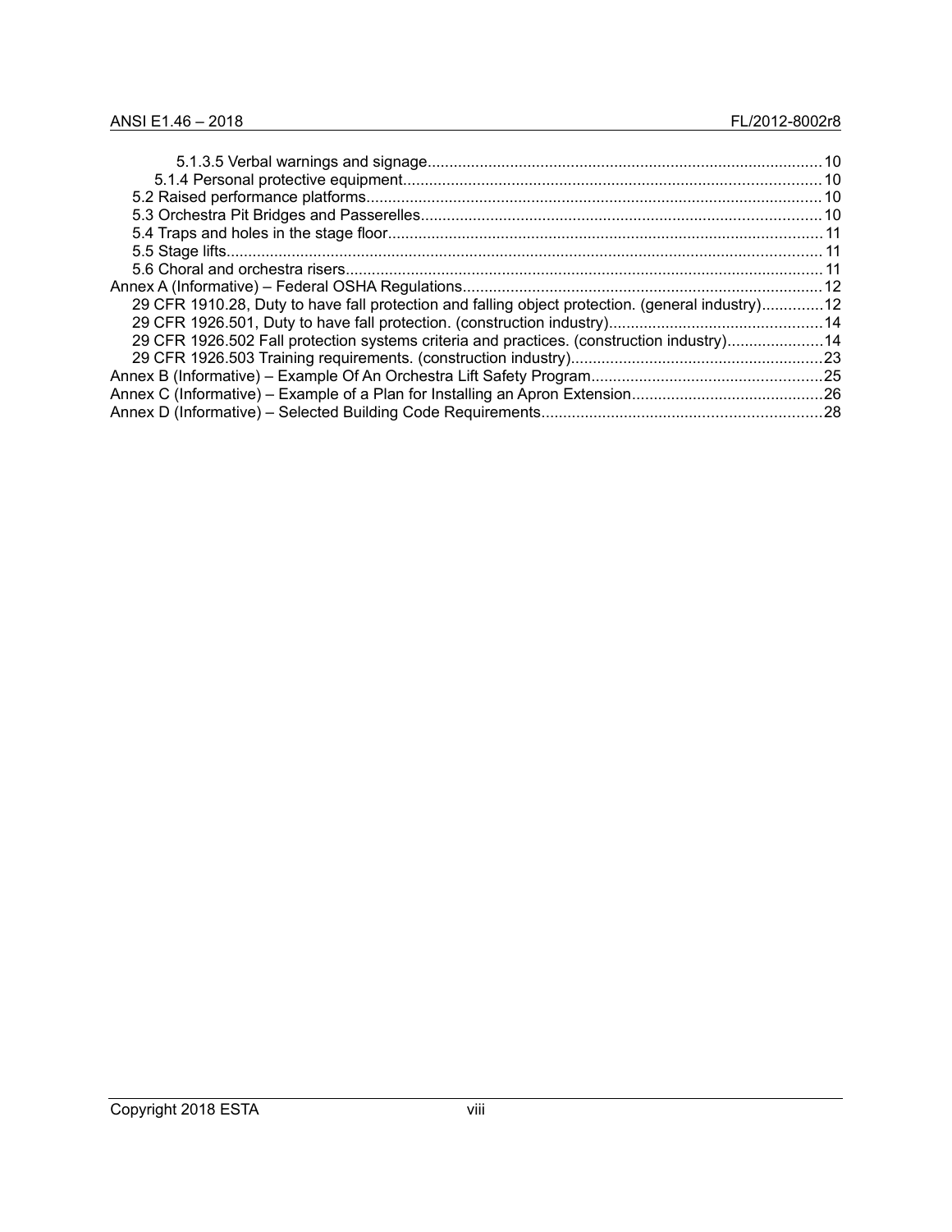5.1.3.5 Verbal warnings and signage.......................................................................................10
5.1.4 Personal protective equipment.............................................................................................10
5.2 Raised performance platforms......................................................................................................10
5.3 Orchestra Pit Bridges and Passerelles.........................................................................................10
5.4 Traps and holes in the stage floor.................................................................................................11
5.5 Stage lifts......................................................................................................................................11
5.6 Choral and orchestra risers...........................................................................................................11
Annex A (Informative) – Federal OSHA Regulations...............................................................................12
29 CFR 1910.28, Duty to have fall protection and falling object protection. (general industry)..............12
29 CFR 1926.501, Duty to have fall protection. (construction industry)..................................................14
29 CFR 1926.502 Fall protection systems criteria and practices. (construction industry)......................14
29 CFR 1926.503 Training requirements. (construction industry)..........................................................23
Annex B (Informative) – Example Of An Orchestra Lift Safety Program....................................................25
Annex C (Informative) – Example of a Plan for Installing an Apron Extension...........................................26
Annex D (Informative) – Selected Building Code Requirements...............................................................28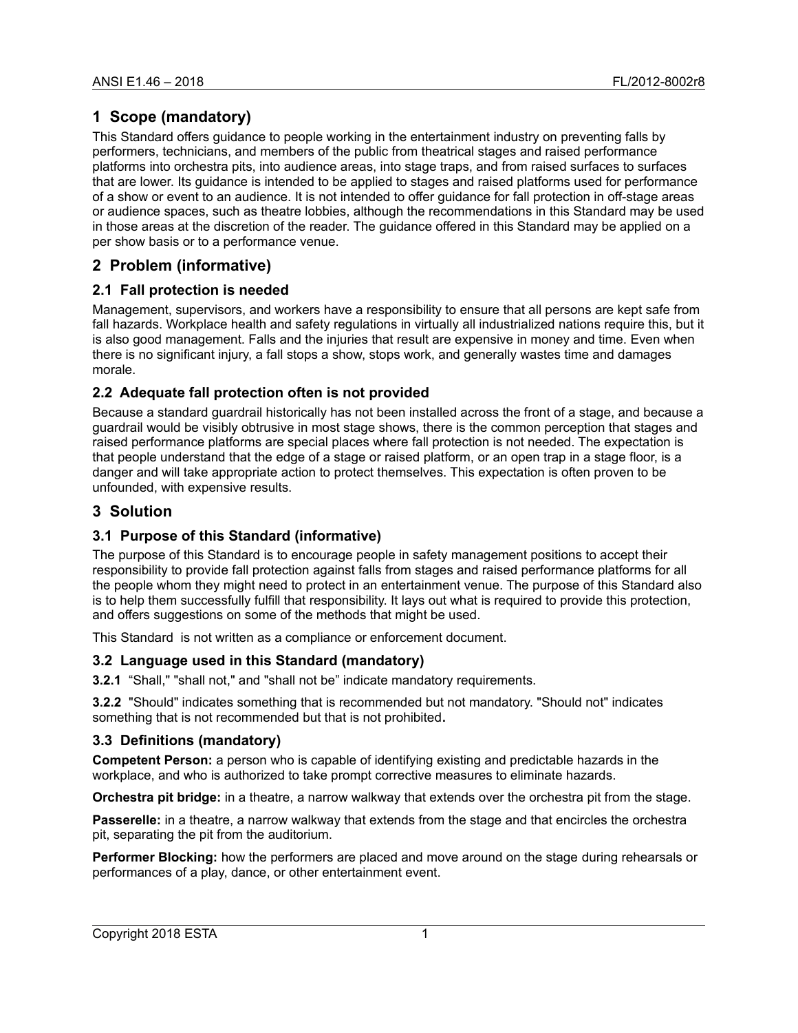# 1 Scope (mandatory)

This Standard offers guidance to people working in the entertainment industry on preventing falls by performers, technicians, and members of the public from theatrical stages and raised performance platforms into orchestra pits, into audience areas, into stage traps, and from raised surfaces to surfaces that are lower. Its guidance is intended to be applied to stages and raised platforms used for performance of a show or event to an audience. It is not intended to offer guidance for fall protection in off-stage areas or audience spaces, such as theatre lobbies, although the recommendations in this Standard may be used in those areas at the discretion of the reader. The guidance offered in this Standard may be applied on a per show basis or to a performance venue.

# 2 Problem (informative)

## 2.1 Fall protection is needed

Management, supervisors, and workers have a responsibility to ensure that all persons are kept safe from fall hazards. Workplace health and safety regulations in virtually all industrialized nations require this, but it is also good management. Falls and the injuries that result are expensive in money and time. Even when there is no significant injury, a fall stops a show, stops work, and generally wastes time and damages morale.

## 2.2 Adequate fall protection often is not provided

Because a standard guardrail historically has not been installed across the front of a stage, and because a guardrail would be visibly obtrusive in most stage shows, there is the common perception that stages and raised performance platforms are special places where fall protection is not needed. The expectation is that people understand that the edge of a stage or raised platform, or an open trap in a stage floor, is a danger and will take appropriate action to protect themselves. This expectation is often proven to be unfounded, with expensive results.

# 3 Solution

## 3.1 Purpose of this Standard (informative)

The purpose of this Standard is to encourage people in safety management positions to accept their responsibility to provide fall protection against falls from stages and raised performance platforms for all the people whom they might need to protect in an entertainment venue. The purpose of this Standard also is to help them successfully fulfill that responsibility. It lays out what is required to provide this protection, and offers suggestions on some of the methods that might be used.

This Standard is not written as a compliance or enforcement document.

## 3.2 Language used in this Standard (mandatory)

**3.2.1** "Shall," "shall not," and "shall not be" indicate mandatory requirements.

**3.2.2** "Should" indicates something that is recommended but not mandatory. "Should not" indicates something that is not recommended but that is not prohibited**.**

## 3.3 Definitions (mandatory)

**Competent Person:** a person who is capable of identifying existing and predictable hazards in the workplace, and who is authorized to take prompt corrective measures to eliminate hazards.

**Orchestra pit bridge:** in a theatre, a narrow walkway that extends over the orchestra pit from the stage.

**Passerelle:** in a theatre, a narrow walkway that extends from the stage and that encircles the orchestra pit, separating the pit from the auditorium.

**Performer Blocking:** how the performers are placed and move around on the stage during rehearsals or performances of a play, dance, or other entertainment event.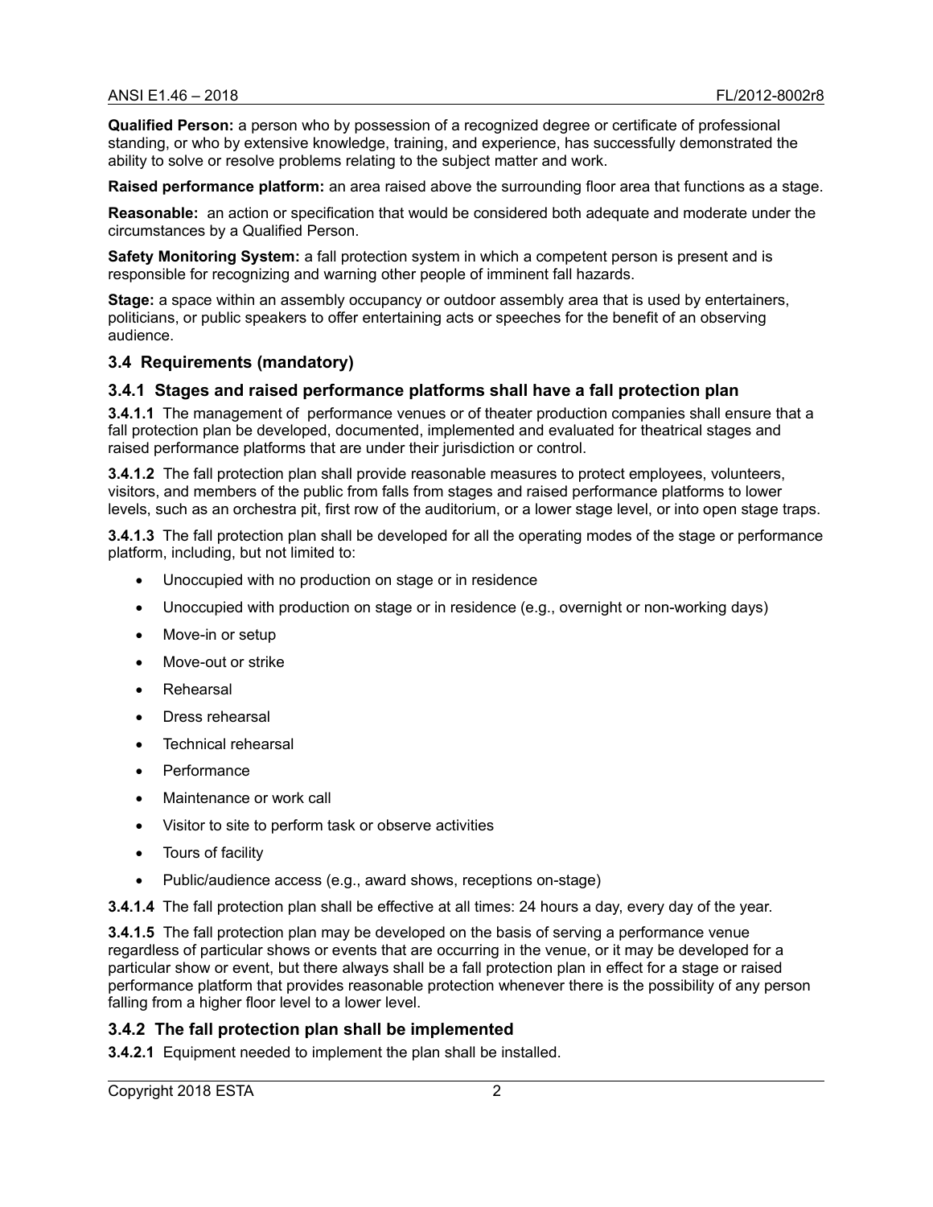**Qualified Person:** a person who by possession of a recognized degree or certificate of professional standing, or who by extensive knowledge, training, and experience, has successfully demonstrated the ability to solve or resolve problems relating to the subject matter and work.

**Raised performance platform:** an area raised above the surrounding floor area that functions as a stage.

**Reasonable:** an action or specification that would be considered both adequate and moderate under the circumstances by a Qualified Person.

**Safety Monitoring System:** a fall protection system in which a competent person is present and is responsible for recognizing and warning other people of imminent fall hazards.

**Stage:** a space within an assembly occupancy or outdoor assembly area that is used by entertainers, politicians, or public speakers to offer entertaining acts or speeches for the benefit of an observing audience.

## 3.4 Requirements (mandatory)

### 3.4.1 Stages and raised performance platforms shall have a fall protection plan

**3.4.1.1** The management of performance venues or of theater production companies shall ensure that a fall protection plan be developed, documented, implemented and evaluated for theatrical stages and raised performance platforms that are under their jurisdiction or control.

**3.4.1.2** The fall protection plan shall provide reasonable measures to protect employees, volunteers, visitors, and members of the public from falls from stages and raised performance platforms to lower levels, such as an orchestra pit, first row of the auditorium, or a lower stage level, or into open stage traps.

**3.4.1.3** The fall protection plan shall be developed for all the operating modes of the stage or performance platform, including, but not limited to:

- Unoccupied with no production on stage or in residence
- Unoccupied with production on stage or in residence (e.g., overnight or non-working days)
- Move-in or setup
- Move-out or strike
- Rehearsal
- Dress rehearsal
- Technical rehearsal
- Performance
- Maintenance or work call
- Visitor to site to perform task or observe activities
- Tours of facility
- Public/audience access (e.g., award shows, receptions on-stage)

**3.4.1.4** The fall protection plan shall be effective at all times: 24 hours a day, every day of the year.

**3.4.1.5** The fall protection plan may be developed on the basis of serving a performance venue regardless of particular shows or events that are occurring in the venue, or it may be developed for a particular show or event, but there always shall be a fall protection plan in effect for a stage or raised performance platform that provides reasonable protection whenever there is the possibility of any person falling from a higher floor level to a lower level.

### 3.4.2 The fall protection plan shall be implemented

**3.4.2.1** Equipment needed to implement the plan shall be installed.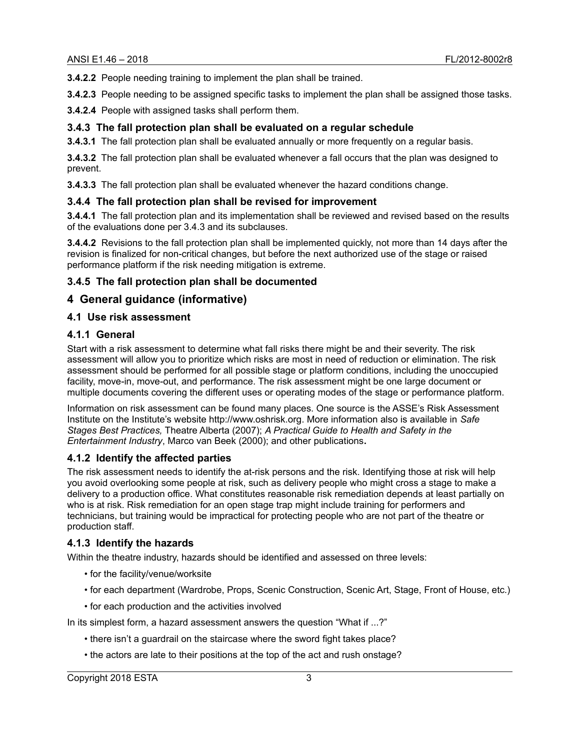**3.4.2.2** People needing training to implement the plan shall be trained.

**3.4.2.3** People needing to be assigned specific tasks to implement the plan shall be assigned those tasks.

**3.4.2.4** People with assigned tasks shall perform them.

### 3.4.3 The fall protection plan shall be evaluated on a regular schedule

**3.4.3.1** The fall protection plan shall be evaluated annually or more frequently on a regular basis.

**3.4.3.2** The fall protection plan shall be evaluated whenever a fall occurs that the plan was designed to prevent.

**3.4.3.3** The fall protection plan shall be evaluated whenever the hazard conditions change.

### 3.4.4 The fall protection plan shall be revised for improvement

**3.4.4.1** The fall protection plan and its implementation shall be reviewed and revised based on the results of the evaluations done per 3.4.3 and its subclauses.

**3.4.4.2** Revisions to the fall protection plan shall be implemented quickly, not more than 14 days after the revision is finalized for non-critical changes, but before the next authorized use of the stage or raised performance platform if the risk needing mitigation is extreme.

### 3.4.5 The fall protection plan shall be documented

## 4 General guidance (informative)

### 4.1 Use risk assessment

### 4.1.1 General

Start with a risk assessment to determine what fall risks there might be and their severity. The risk assessment will allow you to prioritize which risks are most in need of reduction or elimination. The risk assessment should be performed for all possible stage or platform conditions, including the unoccupied facility, move-in, move-out, and performance. The risk assessment might be one large document or multiple documents covering the different uses or operating modes of the stage or performance platform.

Information on risk assessment can be found many places. One source is the ASSE's Risk Assessment Institute on the Institute's website http://www.oshrisk.org. More information also is available in *Safe Stages Best Practices,* Theatre Alberta (2007); *A Practical Guide to Health and Safety in the Entertainment Industry*, Marco van Beek (2000); and other publications**.**

### 4.1.2 Identify the affected parties

The risk assessment needs to identify the at-risk persons and the risk. Identifying those at risk will help you avoid overlooking some people at risk, such as delivery people who might cross a stage to make a delivery to a production office. What constitutes reasonable risk remediation depends at least partially on who is at risk. Risk remediation for an open stage trap might include training for performers and technicians, but training would be impractical for protecting people who are not part of the theatre or production staff.

### 4.1.3 Identify the hazards

Within the theatre industry, hazards should be identified and assessed on three levels:

- for the facility/venue/worksite
- for each department (Wardrobe, Props, Scenic Construction, Scenic Art, Stage, Front of House, etc.)
- for each production and the activities involved

In its simplest form, a hazard assessment answers the question "What if ...?"

- there isn't a guardrail on the staircase where the sword fight takes place?
- the actors are late to their positions at the top of the act and rush onstage?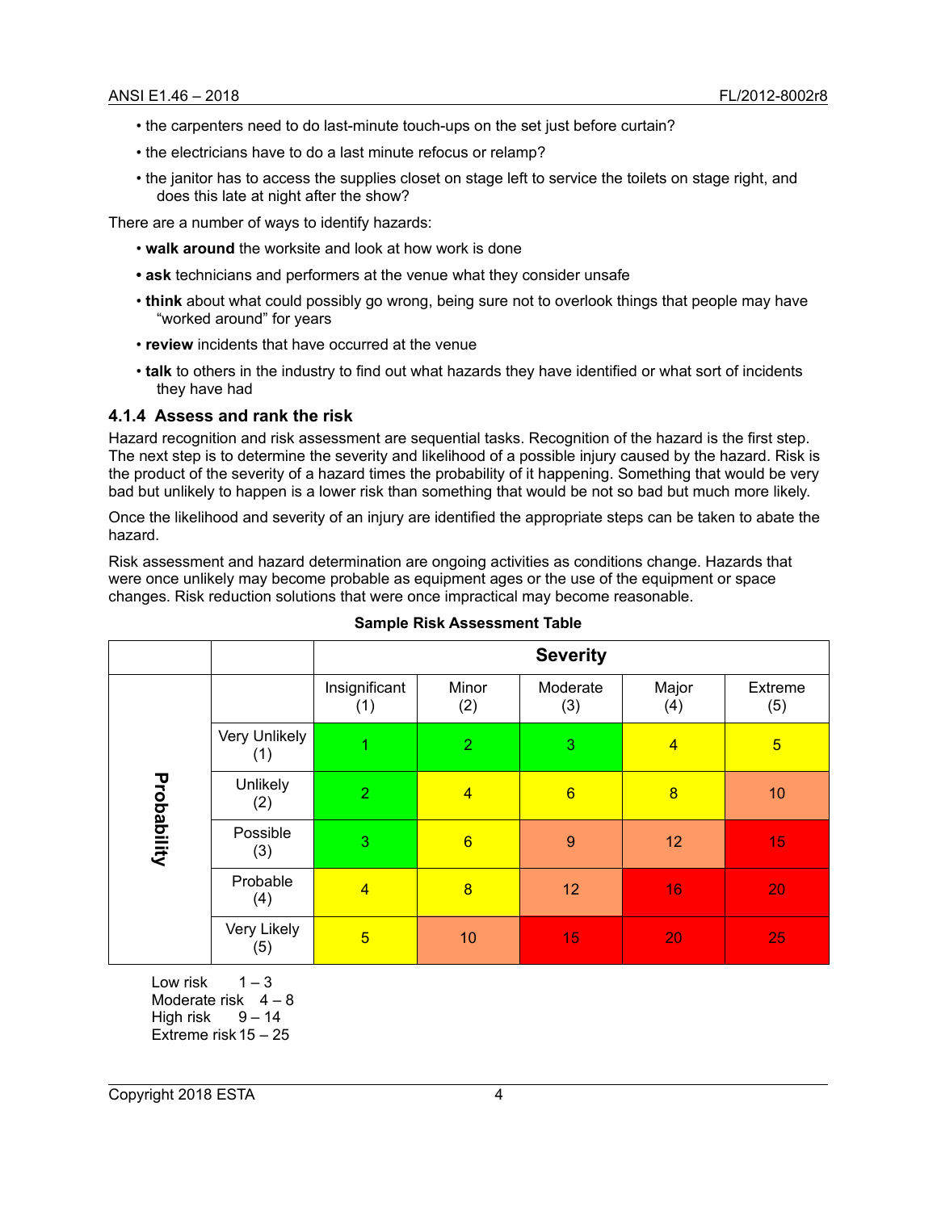- the carpenters need to do last-minute touch-ups on the set just before curtain?
- the electricians have to do a last minute refocus or relamp?
- the janitor has to access the supplies closet on stage left to service the toilets on stage right, and does this late at night after the show?

There are a number of ways to identify hazards:

- **walk around** the worksite and look at how work is done
- **ask** technicians and performers at the venue what they consider unsafe
- **think** about what could possibly go wrong, being sure not to overlook things that people may have "worked around" for years
- **review** incidents that have occurred at the venue
- **talk** to others in the industry to find out what hazards they have identified or what sort of incidents they have had

### 4.1.4 Assess and rank the risk

Hazard recognition and risk assessment are sequential tasks. Recognition of the hazard is the first step. The next step is to determine the severity and likelihood of a possible injury caused by the hazard. Risk is the product of the severity of a hazard times the probability of it happening. Something that would be very bad but unlikely to happen is a lower risk than something that would be not so bad but much more likely.

Once the likelihood and severity of an injury are identified the appropriate steps can be taken to abate the hazard.

Risk assessment and hazard determination are ongoing activities as conditions change. Hazards that were once unlikely may become probable as equipment ages or the use of the equipment or space changes. Risk reduction solutions that were once impractical may become reasonable.

**Sample Risk Assessment Table**

| | | **Severity** | | | | |
|---|---|---|---|---|---|---|
| | | Insignificant (1) | Minor (2) | Moderate (3) | Major (4) | Extreme (5) |
| **Probability** | Very Unlikely (1) | 1 | 2 | 3 | 4 | 5 |
| | Unlikely (2) | 2 | 4 | 6 | 8 | 10 |
| | Possible (3) | 3 | 6 | 9 | 12 | 15 |
| | Probable (4) | 4 | 8 | 12 | 16 | 20 |
| | Very Likely (5) | 5 | 10 | 15 | 20 | 25 |

Low risk 1 – 3
Moderate risk 4 – 8
High risk 9 – 14
Extreme risk 15 – 25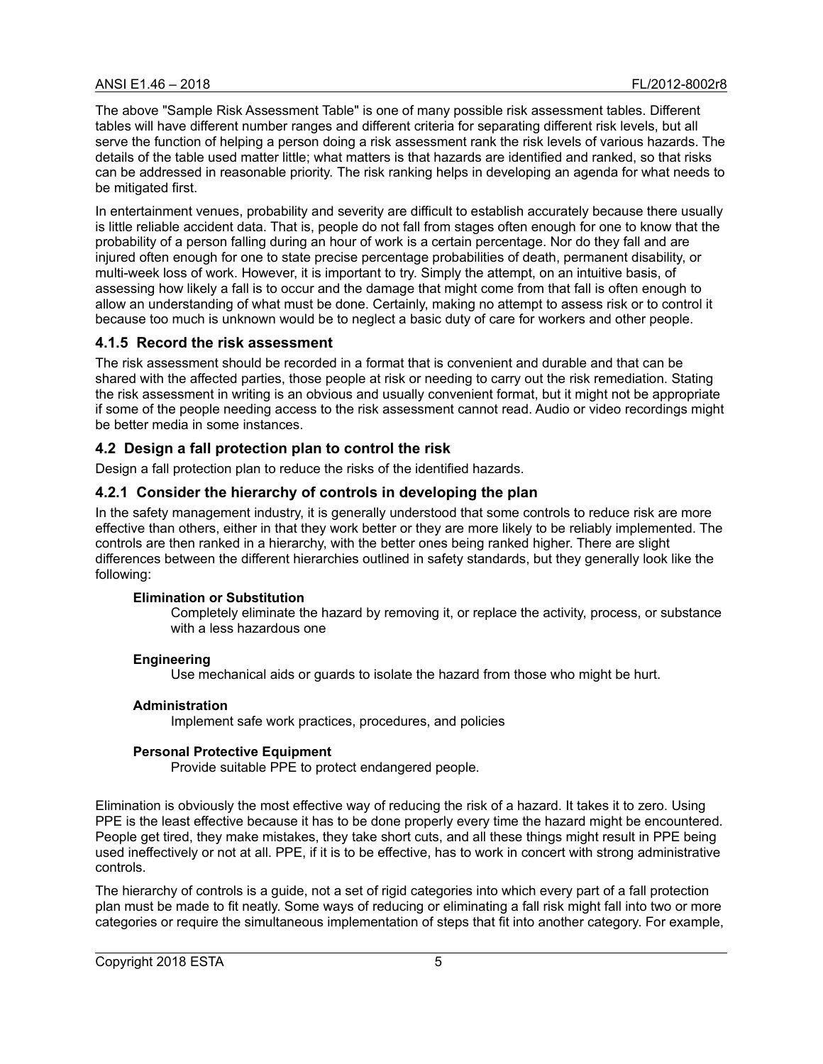The above "Sample Risk Assessment Table" is one of many possible risk assessment tables. Different tables will have different number ranges and different criteria for separating different risk levels, but all serve the function of helping a person doing a risk assessment rank the risk levels of various hazards. The details of the table used matter little; what matters is that hazards are identified and ranked, so that risks can be addressed in reasonable priority. The risk ranking helps in developing an agenda for what needs to be mitigated first.

In entertainment venues, probability and severity are difficult to establish accurately because there usually is little reliable accident data. That is, people do not fall from stages often enough for one to know that the probability of a person falling during an hour of work is a certain percentage. Nor do they fall and are injured often enough for one to state precise percentage probabilities of death, permanent disability, or multi-week loss of work. However, it is important to try. Simply the attempt, on an intuitive basis, of assessing how likely a fall is to occur and the damage that might come from that fall is often enough to allow an understanding of what must be done. Certainly, making no attempt to assess risk or to control it because too much is unknown would be to neglect a basic duty of care for workers and other people.

### 4.1.5 Record the risk assessment

The risk assessment should be recorded in a format that is convenient and durable and that can be shared with the affected parties, those people at risk or needing to carry out the risk remediation. Stating the risk assessment in writing is an obvious and usually convenient format, but it might not be appropriate if some of the people needing access to the risk assessment cannot read. Audio or video recordings might be better media in some instances.

## 4.2 Design a fall protection plan to control the risk

Design a fall protection plan to reduce the risks of the identified hazards.

### 4.2.1 Consider the hierarchy of controls in developing the plan

In the safety management industry, it is generally understood that some controls to reduce risk are more effective than others, either in that they work better or they are more likely to be reliably implemented. The controls are then ranked in a hierarchy, with the better ones being ranked higher. There are slight differences between the different hierarchies outlined in safety standards, but they generally look like the following:

**Elimination or Substitution**
: Completely eliminate the hazard by removing it, or replace the activity, process, or substance with a less hazardous one

**Engineering**
: Use mechanical aids or guards to isolate the hazard from those who might be hurt.

**Administration**
: Implement safe work practices, procedures, and policies

**Personal Protective Equipment**
: Provide suitable PPE to protect endangered people.

Elimination is obviously the most effective way of reducing the risk of a hazard. It takes it to zero. Using PPE is the least effective because it has to be done properly every time the hazard might be encountered. People get tired, they make mistakes, they take short cuts, and all these things might result in PPE being used ineffectively or not at all. PPE, if it is to be effective, has to work in concert with strong administrative controls.

The hierarchy of controls is a guide, not a set of rigid categories into which every part of a fall protection plan must be made to fit neatly. Some ways of reducing or eliminating a fall risk might fall into two or more categories or require the simultaneous implementation of steps that fit into another category. For example,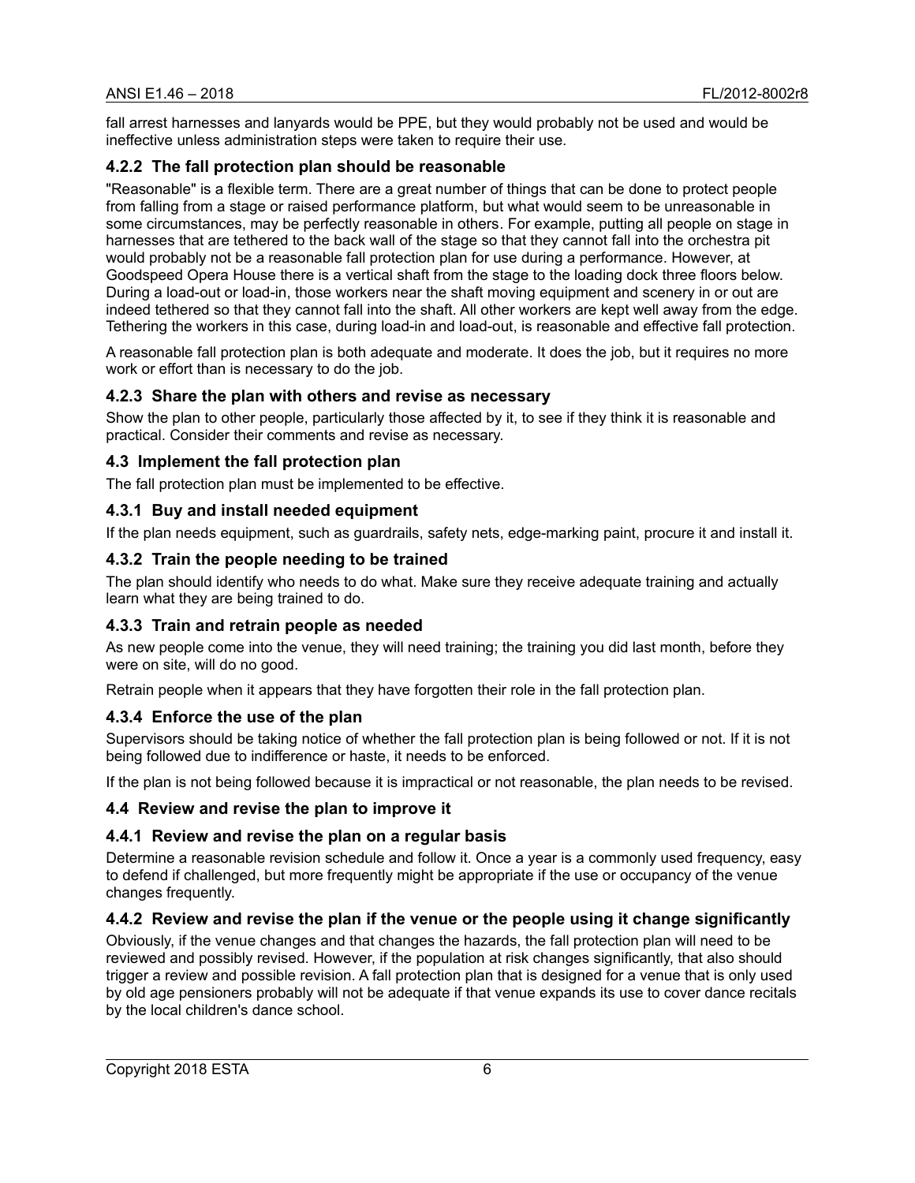fall arrest harnesses and lanyards would be PPE, but they would probably not be used and would be ineffective unless administration steps were taken to require their use.

### 4.2.2 The fall protection plan should be reasonable

"Reasonable" is a flexible term. There are a great number of things that can be done to protect people from falling from a stage or raised performance platform, but what would seem to be unreasonable in some circumstances, may be perfectly reasonable in others. For example, putting all people on stage in harnesses that are tethered to the back wall of the stage so that they cannot fall into the orchestra pit would probably not be a reasonable fall protection plan for use during a performance. However, at Goodspeed Opera House there is a vertical shaft from the stage to the loading dock three floors below. During a load-out or load-in, those workers near the shaft moving equipment and scenery in or out are indeed tethered so that they cannot fall into the shaft. All other workers are kept well away from the edge. Tethering the workers in this case, during load-in and load-out, is reasonable and effective fall protection.

A reasonable fall protection plan is both adequate and moderate. It does the job, but it requires no more work or effort than is necessary to do the job.

### 4.2.3 Share the plan with others and revise as necessary

Show the plan to other people, particularly those affected by it, to see if they think it is reasonable and practical. Consider their comments and revise as necessary.

## 4.3 Implement the fall protection plan

The fall protection plan must be implemented to be effective.

### 4.3.1 Buy and install needed equipment

If the plan needs equipment, such as guardrails, safety nets, edge-marking paint, procure it and install it.

### 4.3.2 Train the people needing to be trained

The plan should identify who needs to do what. Make sure they receive adequate training and actually learn what they are being trained to do.

### 4.3.3 Train and retrain people as needed

As new people come into the venue, they will need training; the training you did last month, before they were on site, will do no good.

Retrain people when it appears that they have forgotten their role in the fall protection plan.

### 4.3.4 Enforce the use of the plan

Supervisors should be taking notice of whether the fall protection plan is being followed or not. If it is not being followed due to indifference or haste, it needs to be enforced.

If the plan is not being followed because it is impractical or not reasonable, the plan needs to be revised.

## 4.4 Review and revise the plan to improve it

### 4.4.1 Review and revise the plan on a regular basis

Determine a reasonable revision schedule and follow it. Once a year is a commonly used frequency, easy to defend if challenged, but more frequently might be appropriate if the use or occupancy of the venue changes frequently.

### 4.4.2 Review and revise the plan if the venue or the people using it change significantly

Obviously, if the venue changes and that changes the hazards, the fall protection plan will need to be reviewed and possibly revised. However, if the population at risk changes significantly, that also should trigger a review and possible revision. A fall protection plan that is designed for a venue that is only used by old age pensioners probably will not be adequate if that venue expands its use to cover dance recitals by the local children's dance school.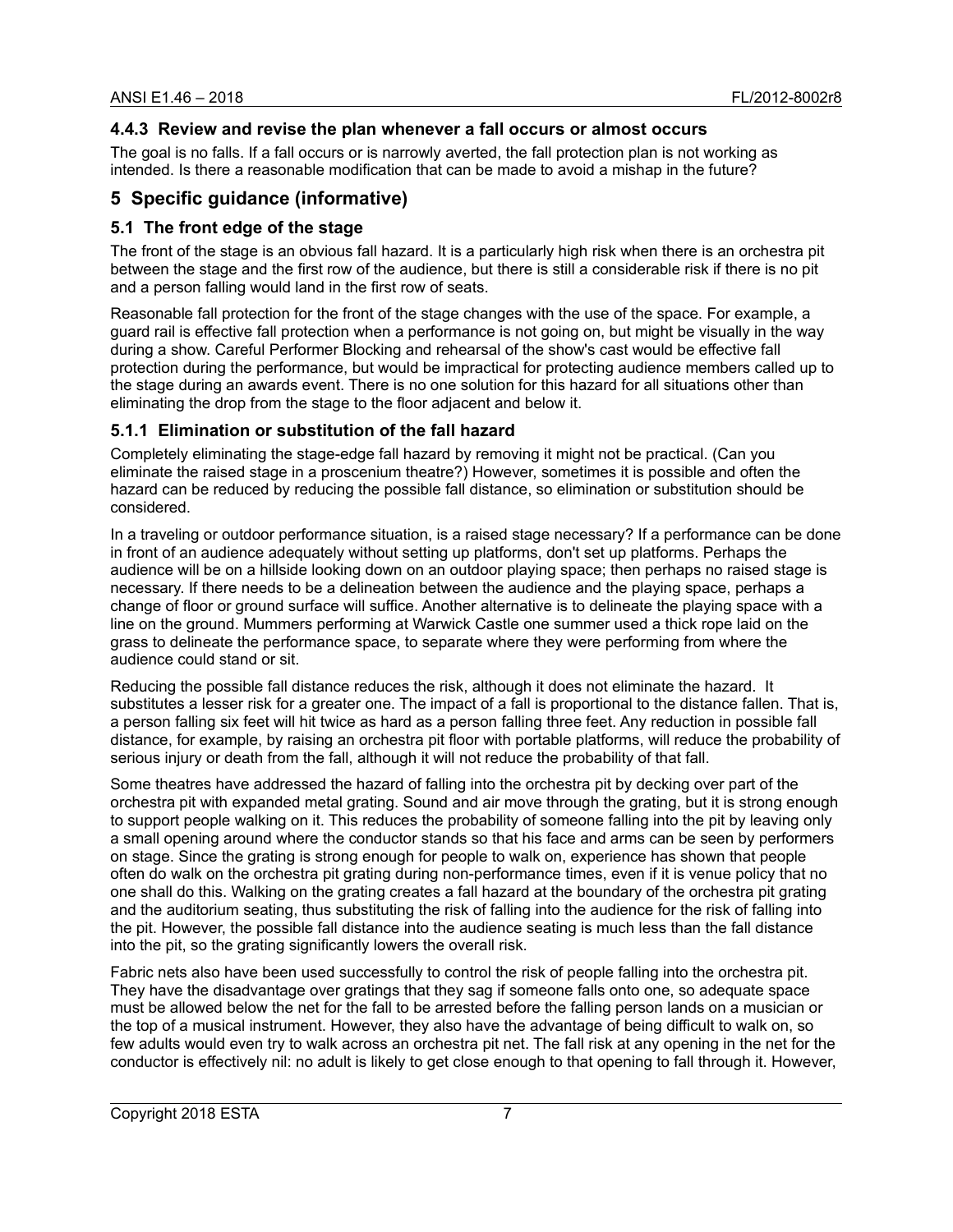### 4.4.3 Review and revise the plan whenever a fall occurs or almost occurs

The goal is no falls. If a fall occurs or is narrowly averted, the fall protection plan is not working as intended. Is there a reasonable modification that can be made to avoid a mishap in the future?

## 5 Specific guidance (informative)

### 5.1 The front edge of the stage

The front of the stage is an obvious fall hazard. It is a particularly high risk when there is an orchestra pit between the stage and the first row of the audience, but there is still a considerable risk if there is no pit and a person falling would land in the first row of seats.

Reasonable fall protection for the front of the stage changes with the use of the space. For example, a guard rail is effective fall protection when a performance is not going on, but might be visually in the way during a show. Careful Performer Blocking and rehearsal of the show's cast would be effective fall protection during the performance, but would be impractical for protecting audience members called up to the stage during an awards event. There is no one solution for this hazard for all situations other than eliminating the drop from the stage to the floor adjacent and below it.

### 5.1.1 Elimination or substitution of the fall hazard

Completely eliminating the stage-edge fall hazard by removing it might not be practical. (Can you eliminate the raised stage in a proscenium theatre?) However, sometimes it is possible and often the hazard can be reduced by reducing the possible fall distance, so elimination or substitution should be considered.

In a traveling or outdoor performance situation, is a raised stage necessary? If a performance can be done in front of an audience adequately without setting up platforms, don't set up platforms. Perhaps the audience will be on a hillside looking down on an outdoor playing space; then perhaps no raised stage is necessary. If there needs to be a delineation between the audience and the playing space, perhaps a change of floor or ground surface will suffice. Another alternative is to delineate the playing space with a line on the ground. Mummers performing at Warwick Castle one summer used a thick rope laid on the grass to delineate the performance space, to separate where they were performing from where the audience could stand or sit.

Reducing the possible fall distance reduces the risk, although it does not eliminate the hazard. It substitutes a lesser risk for a greater one. The impact of a fall is proportional to the distance fallen. That is, a person falling six feet will hit twice as hard as a person falling three feet. Any reduction in possible fall distance, for example, by raising an orchestra pit floor with portable platforms, will reduce the probability of serious injury or death from the fall, although it will not reduce the probability of that fall.

Some theatres have addressed the hazard of falling into the orchestra pit by decking over part of the orchestra pit with expanded metal grating. Sound and air move through the grating, but it is strong enough to support people walking on it. This reduces the probability of someone falling into the pit by leaving only a small opening around where the conductor stands so that his face and arms can be seen by performers on stage. Since the grating is strong enough for people to walk on, experience has shown that people often do walk on the orchestra pit grating during non-performance times, even if it is venue policy that no one shall do this. Walking on the grating creates a fall hazard at the boundary of the orchestra pit grating and the auditorium seating, thus substituting the risk of falling into the audience for the risk of falling into the pit. However, the possible fall distance into the audience seating is much less than the fall distance into the pit, so the grating significantly lowers the overall risk.

Fabric nets also have been used successfully to control the risk of people falling into the orchestra pit. They have the disadvantage over gratings that they sag if someone falls onto one, so adequate space must be allowed below the net for the fall to be arrested before the falling person lands on a musician or the top of a musical instrument. However, they also have the advantage of being difficult to walk on, so few adults would even try to walk across an orchestra pit net. The fall risk at any opening in the net for the conductor is effectively nil: no adult is likely to get close enough to that opening to fall through it. However,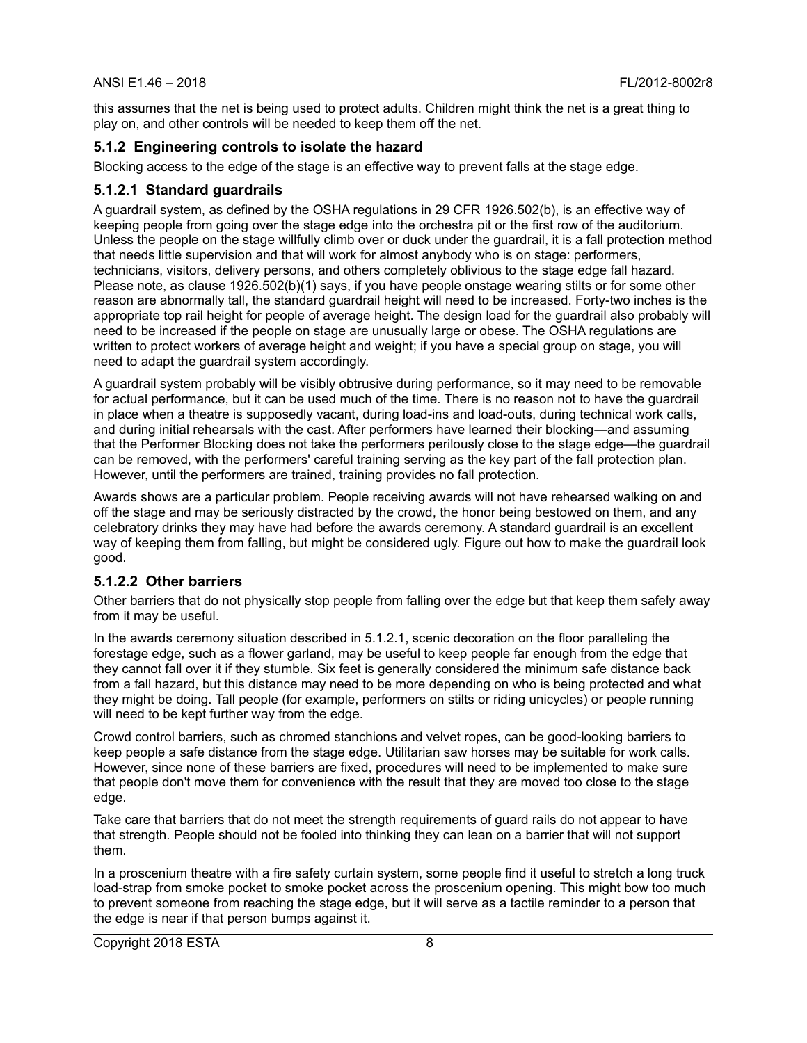this assumes that the net is being used to protect adults. Children might think the net is a great thing to play on, and other controls will be needed to keep them off the net.

### 5.1.2 Engineering controls to isolate the hazard

Blocking access to the edge of the stage is an effective way to prevent falls at the stage edge.

#### 5.1.2.1 Standard guardrails

A guardrail system, as defined by the OSHA regulations in 29 CFR 1926.502(b), is an effective way of keeping people from going over the stage edge into the orchestra pit or the first row of the auditorium. Unless the people on the stage willfully climb over or duck under the guardrail, it is a fall protection method that needs little supervision and that will work for almost anybody who is on stage: performers, technicians, visitors, delivery persons, and others completely oblivious to the stage edge fall hazard. Please note, as clause 1926.502(b)(1) says, if you have people onstage wearing stilts or for some other reason are abnormally tall, the standard guardrail height will need to be increased. Forty-two inches is the appropriate top rail height for people of average height. The design load for the guardrail also probably will need to be increased if the people on stage are unusually large or obese. The OSHA regulations are written to protect workers of average height and weight; if you have a special group on stage, you will need to adapt the guardrail system accordingly.

A guardrail system probably will be visibly obtrusive during performance, so it may need to be removable for actual performance, but it can be used much of the time. There is no reason not to have the guardrail in place when a theatre is supposedly vacant, during load-ins and load-outs, during technical work calls, and during initial rehearsals with the cast. After performers have learned their blocking—and assuming that the Performer Blocking does not take the performers perilously close to the stage edge—the guardrail can be removed, with the performers' careful training serving as the key part of the fall protection plan. However, until the performers are trained, training provides no fall protection.

Awards shows are a particular problem. People receiving awards will not have rehearsed walking on and off the stage and may be seriously distracted by the crowd, the honor being bestowed on them, and any celebratory drinks they may have had before the awards ceremony. A standard guardrail is an excellent way of keeping them from falling, but might be considered ugly. Figure out how to make the guardrail look good.

#### 5.1.2.2 Other barriers

Other barriers that do not physically stop people from falling over the edge but that keep them safely away from it may be useful.

In the awards ceremony situation described in 5.1.2.1, scenic decoration on the floor paralleling the forestage edge, such as a flower garland, may be useful to keep people far enough from the edge that they cannot fall over it if they stumble. Six feet is generally considered the minimum safe distance back from a fall hazard, but this distance may need to be more depending on who is being protected and what they might be doing. Tall people (for example, performers on stilts or riding unicycles) or people running will need to be kept further way from the edge.

Crowd control barriers, such as chromed stanchions and velvet ropes, can be good-looking barriers to keep people a safe distance from the stage edge. Utilitarian saw horses may be suitable for work calls. However, since none of these barriers are fixed, procedures will need to be implemented to make sure that people don't move them for convenience with the result that they are moved too close to the stage edge.

Take care that barriers that do not meet the strength requirements of guard rails do not appear to have that strength. People should not be fooled into thinking they can lean on a barrier that will not support them.

In a proscenium theatre with a fire safety curtain system, some people find it useful to stretch a long truck load-strap from smoke pocket to smoke pocket across the proscenium opening. This might bow too much to prevent someone from reaching the stage edge, but it will serve as a tactile reminder to a person that the edge is near if that person bumps against it.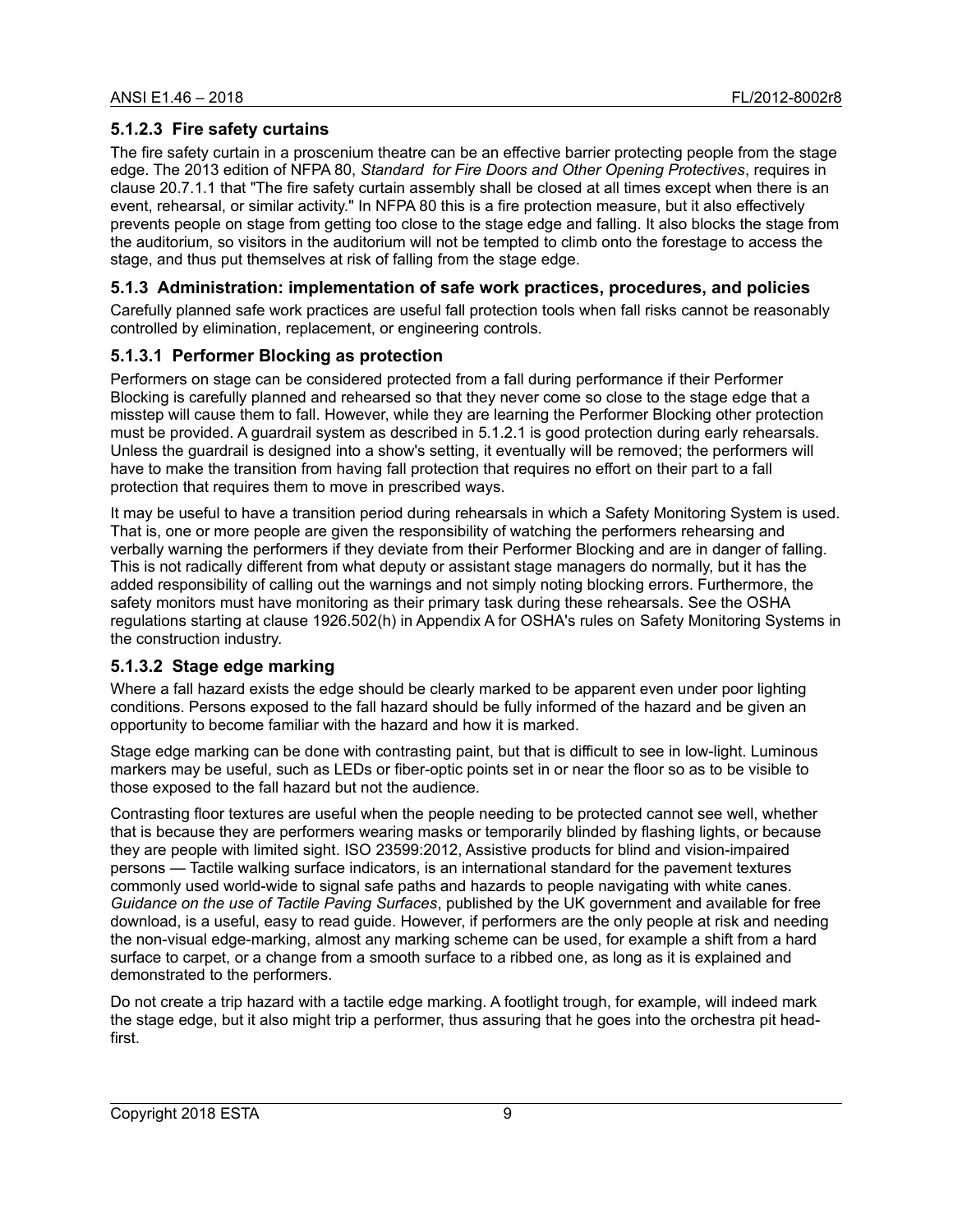### 5.1.2.3 Fire safety curtains

The fire safety curtain in a proscenium theatre can be an effective barrier protecting people from the stage edge. The 2013 edition of NFPA 80, *Standard for Fire Doors and Other Opening Protectives*, requires in clause 20.7.1.1 that "The fire safety curtain assembly shall be closed at all times except when there is an event, rehearsal, or similar activity." In NFPA 80 this is a fire protection measure, but it also effectively prevents people on stage from getting too close to the stage edge and falling. It also blocks the stage from the auditorium, so visitors in the auditorium will not be tempted to climb onto the forestage to access the stage, and thus put themselves at risk of falling from the stage edge.

### 5.1.3 Administration: implementation of safe work practices, procedures, and policies

Carefully planned safe work practices are useful fall protection tools when fall risks cannot be reasonably controlled by elimination, replacement, or engineering controls.

### 5.1.3.1 Performer Blocking as protection

Performers on stage can be considered protected from a fall during performance if their Performer Blocking is carefully planned and rehearsed so that they never come so close to the stage edge that a misstep will cause them to fall. However, while they are learning the Performer Blocking other protection must be provided. A guardrail system as described in 5.1.2.1 is good protection during early rehearsals. Unless the guardrail is designed into a show's setting, it eventually will be removed; the performers will have to make the transition from having fall protection that requires no effort on their part to a fall protection that requires them to move in prescribed ways.

It may be useful to have a transition period during rehearsals in which a Safety Monitoring System is used. That is, one or more people are given the responsibility of watching the performers rehearsing and verbally warning the performers if they deviate from their Performer Blocking and are in danger of falling. This is not radically different from what deputy or assistant stage managers do normally, but it has the added responsibility of calling out the warnings and not simply noting blocking errors. Furthermore, the safety monitors must have monitoring as their primary task during these rehearsals. See the OSHA regulations starting at clause 1926.502(h) in Appendix A for OSHA's rules on Safety Monitoring Systems in the construction industry.

### 5.1.3.2 Stage edge marking

Where a fall hazard exists the edge should be clearly marked to be apparent even under poor lighting conditions. Persons exposed to the fall hazard should be fully informed of the hazard and be given an opportunity to become familiar with the hazard and how it is marked.

Stage edge marking can be done with contrasting paint, but that is difficult to see in low-light. Luminous markers may be useful, such as LEDs or fiber-optic points set in or near the floor so as to be visible to those exposed to the fall hazard but not the audience.

Contrasting floor textures are useful when the people needing to be protected cannot see well, whether that is because they are performers wearing masks or temporarily blinded by flashing lights, or because they are people with limited sight. ISO 23599:2012, Assistive products for blind and vision-impaired persons — Tactile walking surface indicators, is an international standard for the pavement textures commonly used world-wide to signal safe paths and hazards to people navigating with white canes. *Guidance on the use of Tactile Paving Surfaces*, published by the UK government and available for free download, is a useful, easy to read guide. However, if performers are the only people at risk and needing the non-visual edge-marking, almost any marking scheme can be used, for example a shift from a hard surface to carpet, or a change from a smooth surface to a ribbed one, as long as it is explained and demonstrated to the performers.

Do not create a trip hazard with a tactile edge marking. A footlight trough, for example, will indeed mark the stage edge, but it also might trip a performer, thus assuring that he goes into the orchestra pit head-first.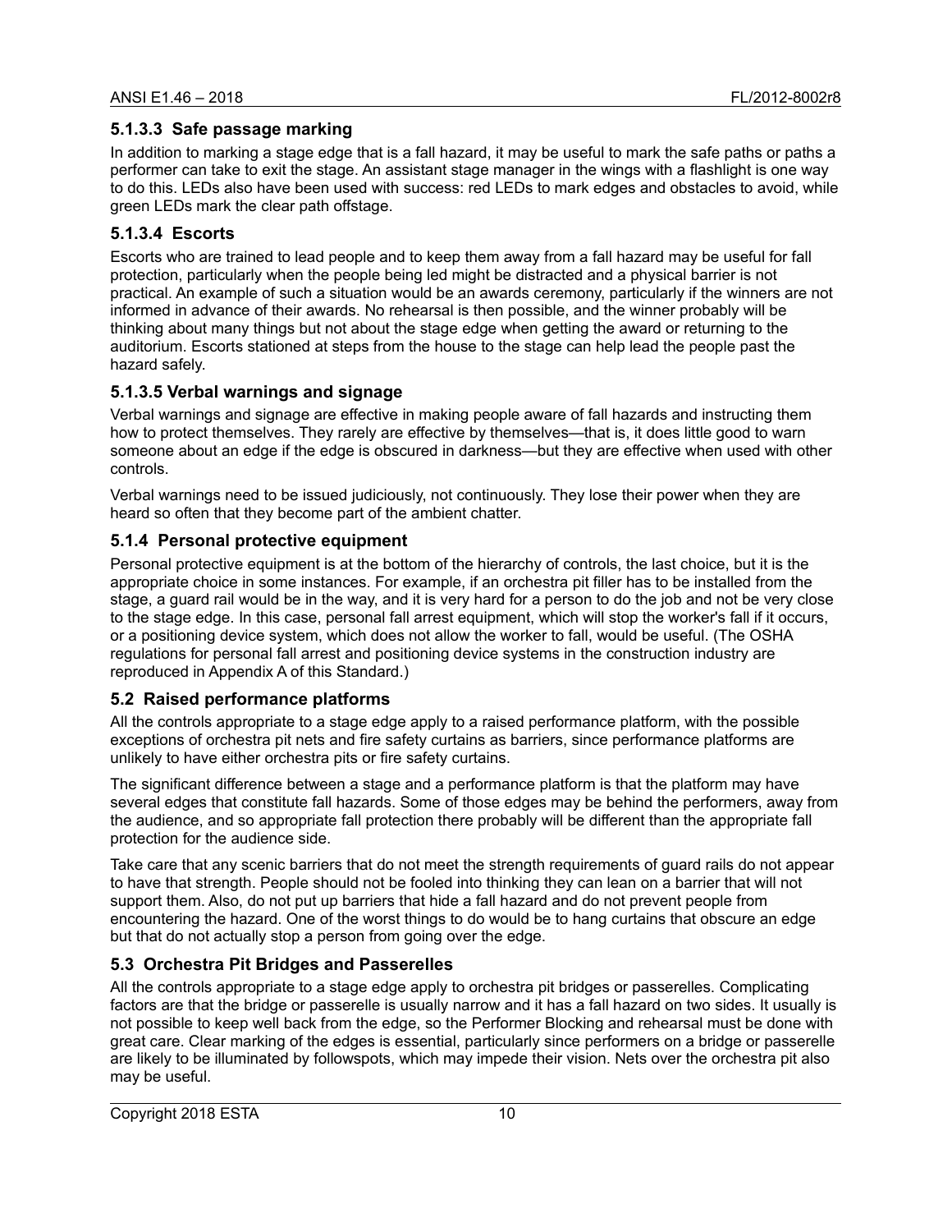#### 5.1.3.3 Safe passage marking

In addition to marking a stage edge that is a fall hazard, it may be useful to mark the safe paths or paths a performer can take to exit the stage. An assistant stage manager in the wings with a flashlight is one way to do this. LEDs also have been used with success: red LEDs to mark edges and obstacles to avoid, while green LEDs mark the clear path offstage.

#### 5.1.3.4 Escorts

Escorts who are trained to lead people and to keep them away from a fall hazard may be useful for fall protection, particularly when the people being led might be distracted and a physical barrier is not practical. An example of such a situation would be an awards ceremony, particularly if the winners are not informed in advance of their awards. No rehearsal is then possible, and the winner probably will be thinking about many things but not about the stage edge when getting the award or returning to the auditorium. Escorts stationed at steps from the house to the stage can help lead the people past the hazard safely.

#### 5.1.3.5 Verbal warnings and signage

Verbal warnings and signage are effective in making people aware of fall hazards and instructing them how to protect themselves. They rarely are effective by themselves—that is, it does little good to warn someone about an edge if the edge is obscured in darkness—but they are effective when used with other controls.

Verbal warnings need to be issued judiciously, not continuously. They lose their power when they are heard so often that they become part of the ambient chatter.

### 5.1.4 Personal protective equipment

Personal protective equipment is at the bottom of the hierarchy of controls, the last choice, but it is the appropriate choice in some instances. For example, if an orchestra pit filler has to be installed from the stage, a guard rail would be in the way, and it is very hard for a person to do the job and not be very close to the stage edge. In this case, personal fall arrest equipment, which will stop the worker's fall if it occurs, or a positioning device system, which does not allow the worker to fall, would be useful. (The OSHA regulations for personal fall arrest and positioning device systems in the construction industry are reproduced in Appendix A of this Standard.)

## 5.2 Raised performance platforms

All the controls appropriate to a stage edge apply to a raised performance platform, with the possible exceptions of orchestra pit nets and fire safety curtains as barriers, since performance platforms are unlikely to have either orchestra pits or fire safety curtains.

The significant difference between a stage and a performance platform is that the platform may have several edges that constitute fall hazards. Some of those edges may be behind the performers, away from the audience, and so appropriate fall protection there probably will be different than the appropriate fall protection for the audience side.

Take care that any scenic barriers that do not meet the strength requirements of guard rails do not appear to have that strength. People should not be fooled into thinking they can lean on a barrier that will not support them. Also, do not put up barriers that hide a fall hazard and do not prevent people from encountering the hazard. One of the worst things to do would be to hang curtains that obscure an edge but that do not actually stop a person from going over the edge.

## 5.3 Orchestra Pit Bridges and Passerelles

All the controls appropriate to a stage edge apply to orchestra pit bridges or passerelles. Complicating factors are that the bridge or passerelle is usually narrow and it has a fall hazard on two sides. It usually is not possible to keep well back from the edge, so the Performer Blocking and rehearsal must be done with great care. Clear marking of the edges is essential, particularly since performers on a bridge or passerelle are likely to be illuminated by followspots, which may impede their vision. Nets over the orchestra pit also may be useful.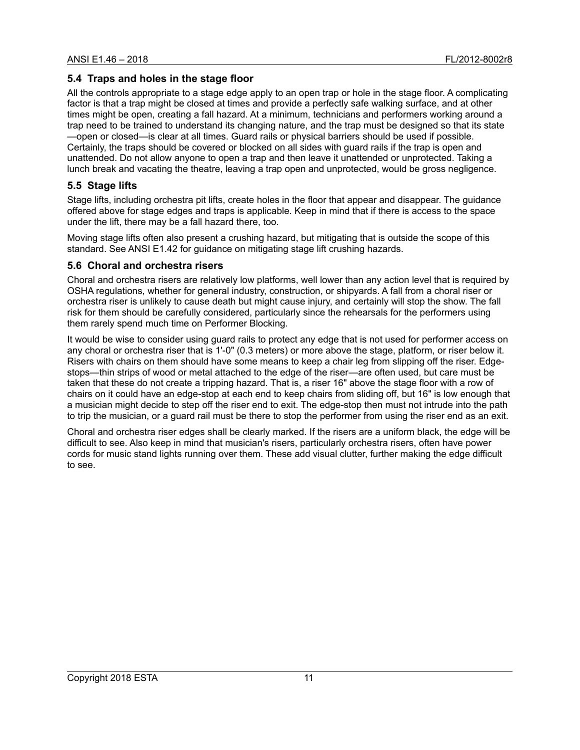## 5.4 Traps and holes in the stage floor

All the controls appropriate to a stage edge apply to an open trap or hole in the stage floor. A complicating factor is that a trap might be closed at times and provide a perfectly safe walking surface, and at other times might be open, creating a fall hazard. At a minimum, technicians and performers working around a trap need to be trained to understand its changing nature, and the trap must be designed so that its state —open or closed—is clear at all times. Guard rails or physical barriers should be used if possible. Certainly, the traps should be covered or blocked on all sides with guard rails if the trap is open and unattended. Do not allow anyone to open a trap and then leave it unattended or unprotected. Taking a lunch break and vacating the theatre, leaving a trap open and unprotected, would be gross negligence.

## 5.5 Stage lifts

Stage lifts, including orchestra pit lifts, create holes in the floor that appear and disappear. The guidance offered above for stage edges and traps is applicable. Keep in mind that if there is access to the space under the lift, there may be a fall hazard there, too.

Moving stage lifts often also present a crushing hazard, but mitigating that is outside the scope of this standard. See ANSI E1.42 for guidance on mitigating stage lift crushing hazards.

## 5.6 Choral and orchestra risers

Choral and orchestra risers are relatively low platforms, well lower than any action level that is required by OSHA regulations, whether for general industry, construction, or shipyards. A fall from a choral riser or orchestra riser is unlikely to cause death but might cause injury, and certainly will stop the show. The fall risk for them should be carefully considered, particularly since the rehearsals for the performers using them rarely spend much time on Performer Blocking.

It would be wise to consider using guard rails to protect any edge that is not used for performer access on any choral or orchestra riser that is 1'-0" (0.3 meters) or more above the stage, platform, or riser below it. Risers with chairs on them should have some means to keep a chair leg from slipping off the riser. Edge-stops—thin strips of wood or metal attached to the edge of the riser—are often used, but care must be taken that these do not create a tripping hazard. That is, a riser 16" above the stage floor with a row of chairs on it could have an edge-stop at each end to keep chairs from sliding off, but 16" is low enough that a musician might decide to step off the riser end to exit. The edge-stop then must not intrude into the path to trip the musician, or a guard rail must be there to stop the performer from using the riser end as an exit.

Choral and orchestra riser edges shall be clearly marked. If the risers are a uniform black, the edge will be difficult to see. Also keep in mind that musician's risers, particularly orchestra risers, often have power cords for music stand lights running over them. These add visual clutter, further making the edge difficult to see.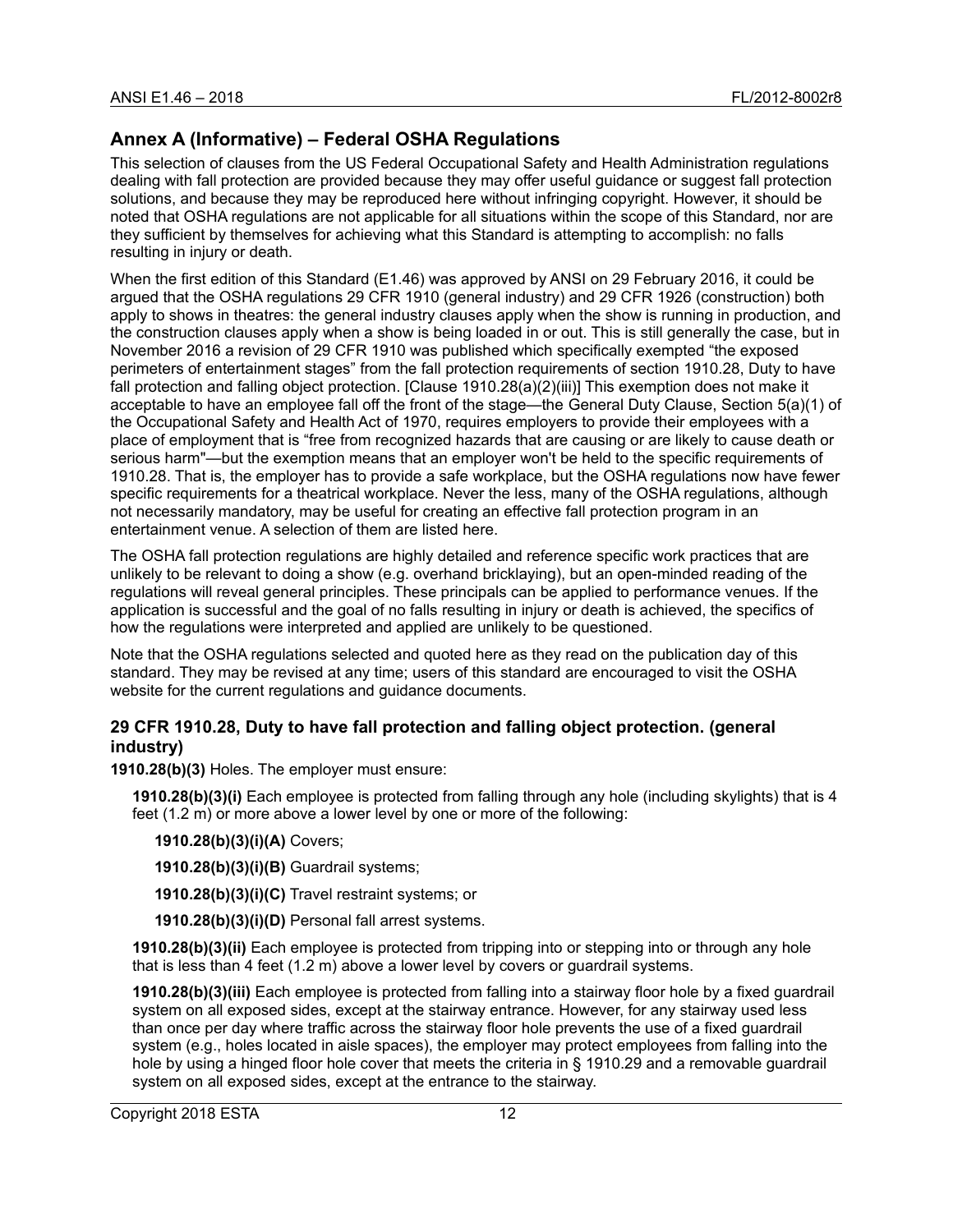## Annex A (Informative) – Federal OSHA Regulations

This selection of clauses from the US Federal Occupational Safety and Health Administration regulations dealing with fall protection are provided because they may offer useful guidance or suggest fall protection solutions, and because they may be reproduced here without infringing copyright. However, it should be noted that OSHA regulations are not applicable for all situations within the scope of this Standard, nor are they sufficient by themselves for achieving what this Standard is attempting to accomplish: no falls resulting in injury or death.

When the first edition of this Standard (E1.46) was approved by ANSI on 29 February 2016, it could be argued that the OSHA regulations 29 CFR 1910 (general industry) and 29 CFR 1926 (construction) both apply to shows in theatres: the general industry clauses apply when the show is running in production, and the construction clauses apply when a show is being loaded in or out. This is still generally the case, but in November 2016 a revision of 29 CFR 1910 was published which specifically exempted "the exposed perimeters of entertainment stages" from the fall protection requirements of section 1910.28, Duty to have fall protection and falling object protection. [Clause 1910.28(a)(2)(iii)] This exemption does not make it acceptable to have an employee fall off the front of the stage—the General Duty Clause, Section 5(a)(1) of the Occupational Safety and Health Act of 1970, requires employers to provide their employees with a place of employment that is "free from recognized hazards that are causing or are likely to cause death or serious harm"—but the exemption means that an employer won't be held to the specific requirements of 1910.28. That is, the employer has to provide a safe workplace, but the OSHA regulations now have fewer specific requirements for a theatrical workplace. Never the less, many of the OSHA regulations, although not necessarily mandatory, may be useful for creating an effective fall protection program in an entertainment venue. A selection of them are listed here.

The OSHA fall protection regulations are highly detailed and reference specific work practices that are unlikely to be relevant to doing a show (e.g. overhand bricklaying), but an open-minded reading of the regulations will reveal general principles. These principals can be applied to performance venues. If the application is successful and the goal of no falls resulting in injury or death is achieved, the specifics of how the regulations were interpreted and applied are unlikely to be questioned.

Note that the OSHA regulations selected and quoted here as they read on the publication day of this standard. They may be revised at any time; users of this standard are encouraged to visit the OSHA website for the current regulations and guidance documents.

### 29 CFR 1910.28, Duty to have fall protection and falling object protection. (general industry)

**1910.28(b)(3)** Holes. The employer must ensure:

**1910.28(b)(3)(i)** Each employee is protected from falling through any hole (including skylights) that is 4 feet (1.2 m) or more above a lower level by one or more of the following:

**1910.28(b)(3)(i)(A)** Covers;

**1910.28(b)(3)(i)(B)** Guardrail systems;

**1910.28(b)(3)(i)(C)** Travel restraint systems; or

**1910.28(b)(3)(i)(D)** Personal fall arrest systems.

**1910.28(b)(3)(ii)** Each employee is protected from tripping into or stepping into or through any hole that is less than 4 feet (1.2 m) above a lower level by covers or guardrail systems.

**1910.28(b)(3)(iii)** Each employee is protected from falling into a stairway floor hole by a fixed guardrail system on all exposed sides, except at the stairway entrance. However, for any stairway used less than once per day where traffic across the stairway floor hole prevents the use of a fixed guardrail system (e.g., holes located in aisle spaces), the employer may protect employees from falling into the hole by using a hinged floor hole cover that meets the criteria in § 1910.29 and a removable guardrail system on all exposed sides, except at the entrance to the stairway.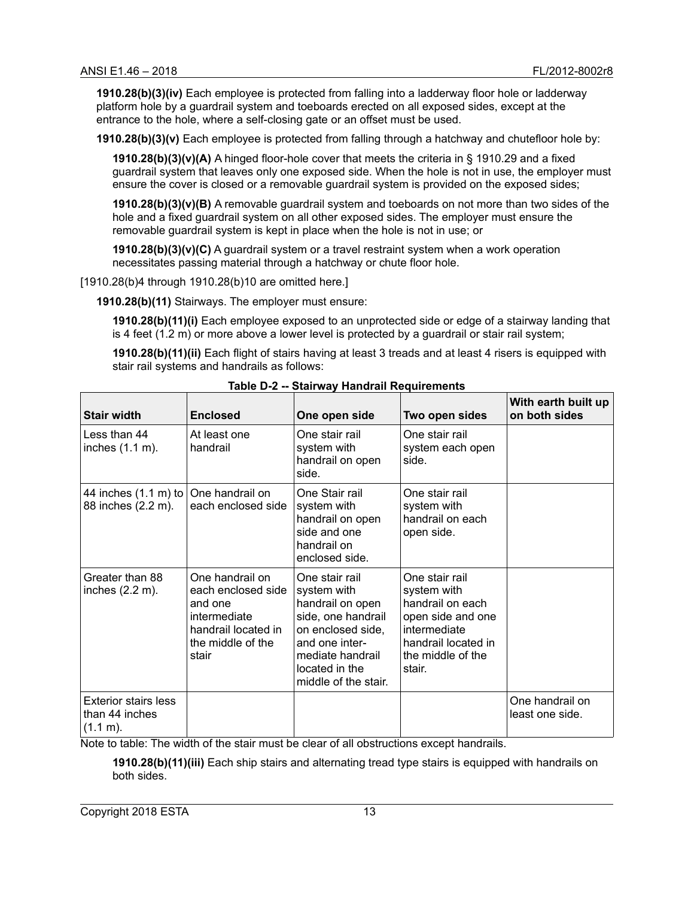**1910.28(b)(3)(iv)** Each employee is protected from falling into a ladderway floor hole or ladderway platform hole by a guardrail system and toeboards erected on all exposed sides, except at the entrance to the hole, where a self-closing gate or an offset must be used.

**1910.28(b)(3)(v)** Each employee is protected from falling through a hatchway and chutefloor hole by:

**1910.28(b)(3)(v)(A)** A hinged floor-hole cover that meets the criteria in § 1910.29 and a fixed guardrail system that leaves only one exposed side. When the hole is not in use, the employer must ensure the cover is closed or a removable guardrail system is provided on the exposed sides;

**1910.28(b)(3)(v)(B)** A removable guardrail system and toeboards on not more than two sides of the hole and a fixed guardrail system on all other exposed sides. The employer must ensure the removable guardrail system is kept in place when the hole is not in use; or

**1910.28(b)(3)(v)(C)** A guardrail system or a travel restraint system when a work operation necessitates passing material through a hatchway or chute floor hole.

[1910.28(b)4 through 1910.28(b)10 are omitted here.]

**1910.28(b)(11)** Stairways. The employer must ensure:

**1910.28(b)(11)(i)** Each employee exposed to an unprotected side or edge of a stairway landing that is 4 feet (1.2 m) or more above a lower level is protected by a guardrail or stair rail system;

**1910.28(b)(11)(ii)** Each flight of stairs having at least 3 treads and at least 4 risers is equipped with stair rail systems and handrails as follows:

**Table D-2 -- Stairway Handrail Requirements**

| Stair width | Enclosed | One open side | Two open sides | With earth built up on both sides |
|---|---|---|---|---|
| Less than 44 inches (1.1 m). | At least one handrail | One stair rail system with handrail on open side. | One stair rail system each open side. | |
| 44 inches (1.1 m) to 88 inches (2.2 m). | One handrail on each enclosed side | One Stair rail system with handrail on open side and one handrail on enclosed side. | One stair rail system with handrail on each open side. | |
| Greater than 88 inches (2.2 m). | One handrail on each enclosed side and one intermediate handrail located in the middle of the stair | One stair rail system with handrail on open side, one handrail on enclosed side, and one inter-mediate handrail located in the middle of the stair. | One stair rail system with handrail on each open side and one intermediate handrail located in the middle of the stair. | |
| Exterior stairs less than 44 inches (1.1 m). | | | | One handrail on least one side. |

Note to table: The width of the stair must be clear of all obstructions except handrails.

**1910.28(b)(11)(iii)** Each ship stairs and alternating tread type stairs is equipped with handrails on both sides.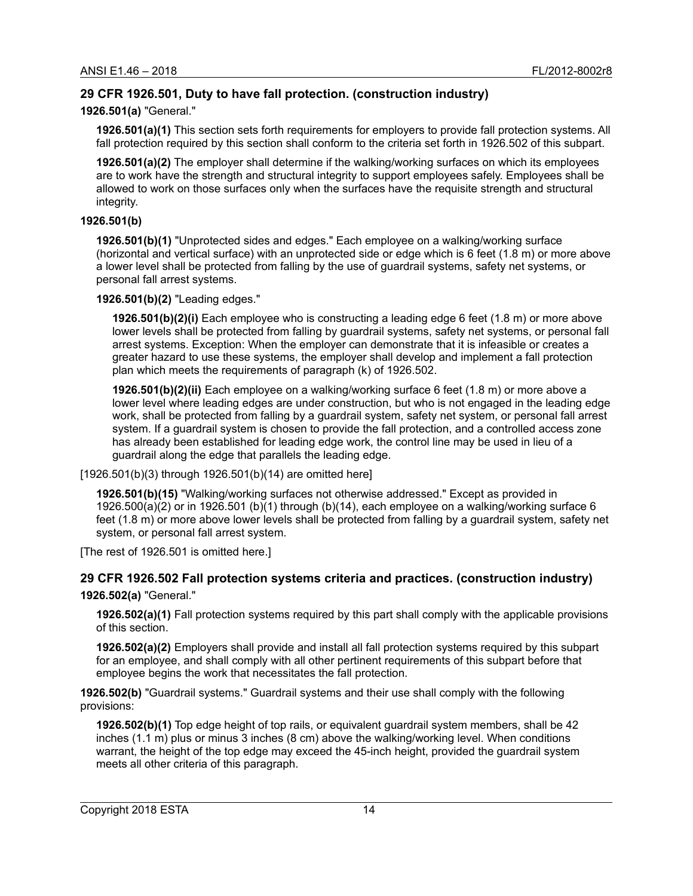## 29 CFR 1926.501, Duty to have fall protection. (construction industry)

**1926.501(a)** "General."

**1926.501(a)(1)** This section sets forth requirements for employers to provide fall protection systems. All fall protection required by this section shall conform to the criteria set forth in 1926.502 of this subpart.

**1926.501(a)(2)** The employer shall determine if the walking/working surfaces on which its employees are to work have the strength and structural integrity to support employees safely. Employees shall be allowed to work on those surfaces only when the surfaces have the requisite strength and structural integrity.

**1926.501(b)**

**1926.501(b)(1)** "Unprotected sides and edges." Each employee on a walking/working surface (horizontal and vertical surface) with an unprotected side or edge which is 6 feet (1.8 m) or more above a lower level shall be protected from falling by the use of guardrail systems, safety net systems, or personal fall arrest systems.

**1926.501(b)(2)** "Leading edges."

**1926.501(b)(2)(i)** Each employee who is constructing a leading edge 6 feet (1.8 m) or more above lower levels shall be protected from falling by guardrail systems, safety net systems, or personal fall arrest systems. Exception: When the employer can demonstrate that it is infeasible or creates a greater hazard to use these systems, the employer shall develop and implement a fall protection plan which meets the requirements of paragraph (k) of 1926.502.

**1926.501(b)(2)(ii)** Each employee on a walking/working surface 6 feet (1.8 m) or more above a lower level where leading edges are under construction, but who is not engaged in the leading edge work, shall be protected from falling by a guardrail system, safety net system, or personal fall arrest system. If a guardrail system is chosen to provide the fall protection, and a controlled access zone has already been established for leading edge work, the control line may be used in lieu of a guardrail along the edge that parallels the leading edge.

[1926.501(b)(3) through 1926.501(b)(14) are omitted here]

**1926.501(b)(15)** "Walking/working surfaces not otherwise addressed." Except as provided in 1926.500(a)(2) or in 1926.501 (b)(1) through (b)(14), each employee on a walking/working surface 6 feet (1.8 m) or more above lower levels shall be protected from falling by a guardrail system, safety net system, or personal fall arrest system.

[The rest of 1926.501 is omitted here.]

## 29 CFR 1926.502 Fall protection systems criteria and practices. (construction industry)

**1926.502(a)** "General."

**1926.502(a)(1)** Fall protection systems required by this part shall comply with the applicable provisions of this section.

**1926.502(a)(2)** Employers shall provide and install all fall protection systems required by this subpart for an employee, and shall comply with all other pertinent requirements of this subpart before that employee begins the work that necessitates the fall protection.

**1926.502(b)** "Guardrail systems." Guardrail systems and their use shall comply with the following provisions:

**1926.502(b)(1)** Top edge height of top rails, or equivalent guardrail system members, shall be 42 inches (1.1 m) plus or minus 3 inches (8 cm) above the walking/working level. When conditions warrant, the height of the top edge may exceed the 45-inch height, provided the guardrail system meets all other criteria of this paragraph.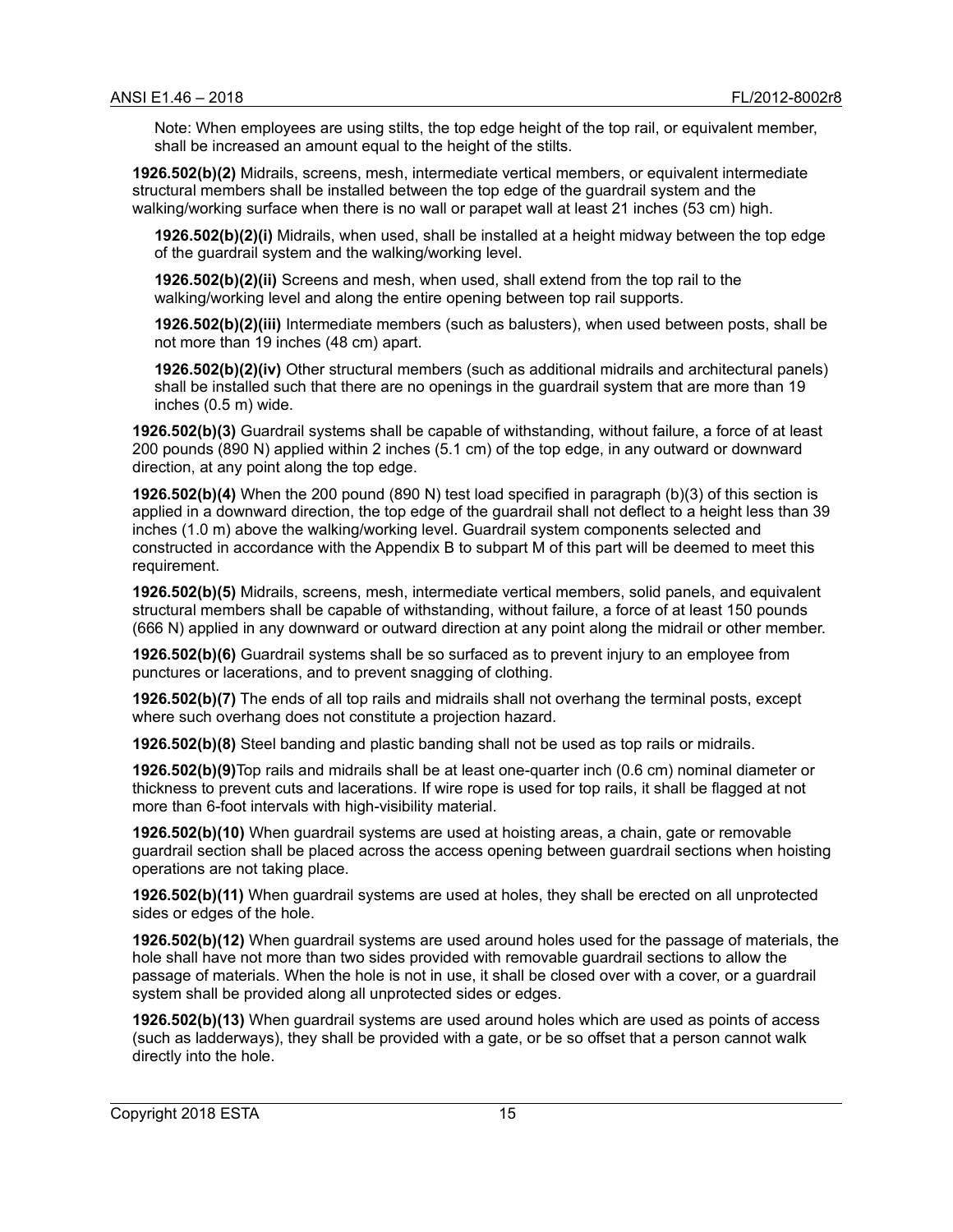Note: When employees are using stilts, the top edge height of the top rail, or equivalent member, shall be increased an amount equal to the height of the stilts.

**1926.502(b)(2)** Midrails, screens, mesh, intermediate vertical members, or equivalent intermediate structural members shall be installed between the top edge of the guardrail system and the walking/working surface when there is no wall or parapet wall at least 21 inches (53 cm) high.

**1926.502(b)(2)(i)** Midrails, when used, shall be installed at a height midway between the top edge of the guardrail system and the walking/working level.

**1926.502(b)(2)(ii)** Screens and mesh, when used, shall extend from the top rail to the walking/working level and along the entire opening between top rail supports.

**1926.502(b)(2)(iii)** Intermediate members (such as balusters), when used between posts, shall be not more than 19 inches (48 cm) apart.

**1926.502(b)(2)(iv)** Other structural members (such as additional midrails and architectural panels) shall be installed such that there are no openings in the guardrail system that are more than 19 inches (0.5 m) wide.

**1926.502(b)(3)** Guardrail systems shall be capable of withstanding, without failure, a force of at least 200 pounds (890 N) applied within 2 inches (5.1 cm) of the top edge, in any outward or downward direction, at any point along the top edge.

**1926.502(b)(4)** When the 200 pound (890 N) test load specified in paragraph (b)(3) of this section is applied in a downward direction, the top edge of the guardrail shall not deflect to a height less than 39 inches (1.0 m) above the walking/working level. Guardrail system components selected and constructed in accordance with the Appendix B to subpart M of this part will be deemed to meet this requirement.

**1926.502(b)(5)** Midrails, screens, mesh, intermediate vertical members, solid panels, and equivalent structural members shall be capable of withstanding, without failure, a force of at least 150 pounds (666 N) applied in any downward or outward direction at any point along the midrail or other member.

**1926.502(b)(6)** Guardrail systems shall be so surfaced as to prevent injury to an employee from punctures or lacerations, and to prevent snagging of clothing.

**1926.502(b)(7)** The ends of all top rails and midrails shall not overhang the terminal posts, except where such overhang does not constitute a projection hazard.

**1926.502(b)(8)** Steel banding and plastic banding shall not be used as top rails or midrails.

**1926.502(b)(9)**Top rails and midrails shall be at least one-quarter inch (0.6 cm) nominal diameter or thickness to prevent cuts and lacerations. If wire rope is used for top rails, it shall be flagged at not more than 6-foot intervals with high-visibility material.

**1926.502(b)(10)** When guardrail systems are used at hoisting areas, a chain, gate or removable guardrail section shall be placed across the access opening between guardrail sections when hoisting operations are not taking place.

**1926.502(b)(11)** When guardrail systems are used at holes, they shall be erected on all unprotected sides or edges of the hole.

**1926.502(b)(12)** When guardrail systems are used around holes used for the passage of materials, the hole shall have not more than two sides provided with removable guardrail sections to allow the passage of materials. When the hole is not in use, it shall be closed over with a cover, or a guardrail system shall be provided along all unprotected sides or edges.

**1926.502(b)(13)** When guardrail systems are used around holes which are used as points of access (such as ladderways), they shall be provided with a gate, or be so offset that a person cannot walk directly into the hole.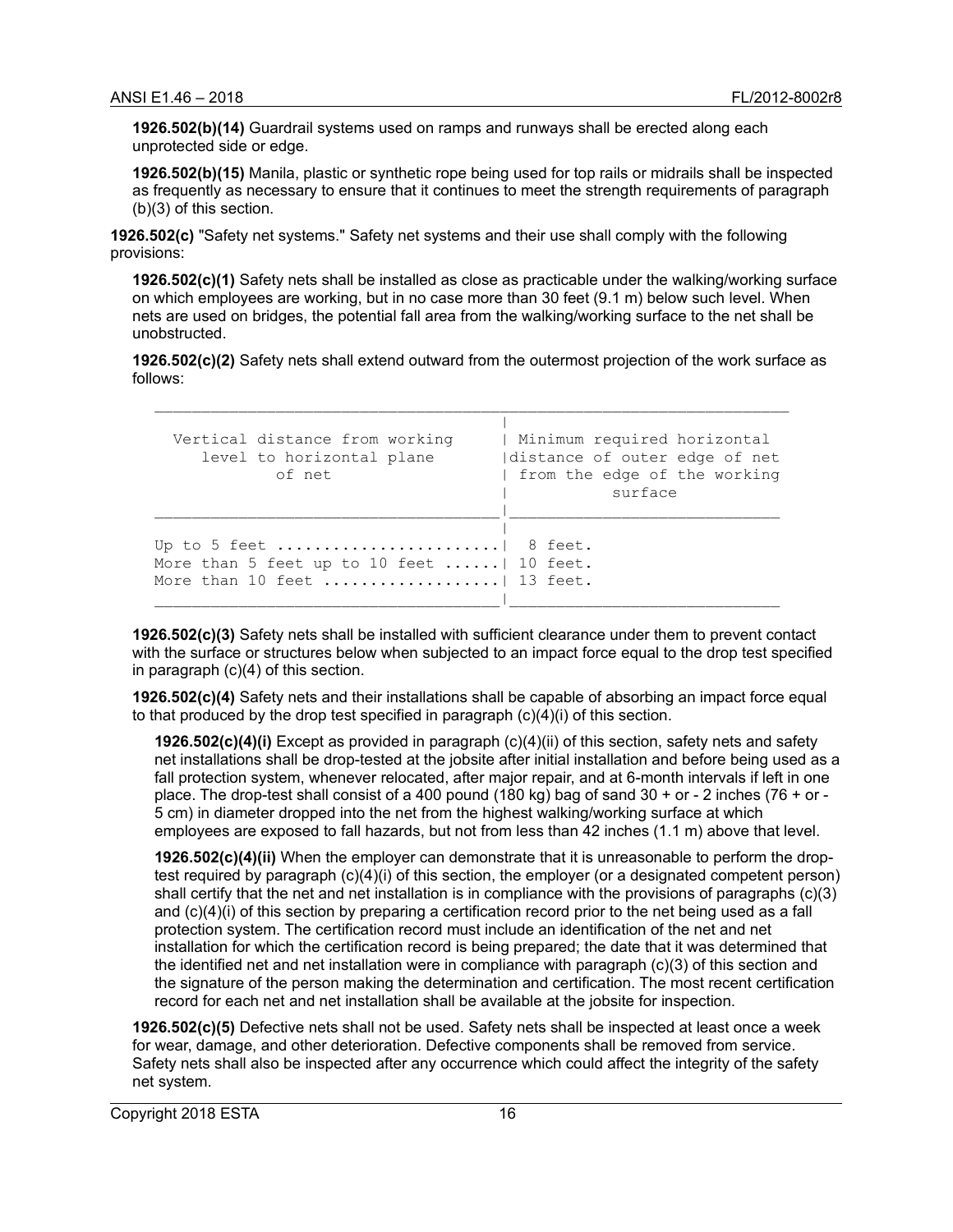**1926.502(b)(14)** Guardrail systems used on ramps and runways shall be erected along each unprotected side or edge.

**1926.502(b)(15)** Manila, plastic or synthetic rope being used for top rails or midrails shall be inspected as frequently as necessary to ensure that it continues to meet the strength requirements of paragraph (b)(3) of this section.

**1926.502(c)** "Safety net systems." Safety net systems and their use shall comply with the following provisions:

**1926.502(c)(1)** Safety nets shall be installed as close as practicable under the walking/working surface on which employees are working, but in no case more than 30 feet (9.1 m) below such level. When nets are used on bridges, the potential fall area from the walking/working surface to the net shall be unobstructed.

**1926.502(c)(2)** Safety nets shall extend outward from the outermost projection of the work surface as follows:

| Vertical distance from working level to horizontal plane of net | Minimum required horizontal distance of outer edge of net from the edge of the working surface |
|---|---|
| Up to 5 feet | 8 feet. |
| More than 5 feet up to 10 feet | 10 feet. |
| More than 10 feet | 13 feet. |

**1926.502(c)(3)** Safety nets shall be installed with sufficient clearance under them to prevent contact with the surface or structures below when subjected to an impact force equal to the drop test specified in paragraph (c)(4) of this section.

**1926.502(c)(4)** Safety nets and their installations shall be capable of absorbing an impact force equal to that produced by the drop test specified in paragraph (c)(4)(i) of this section.

**1926.502(c)(4)(i)** Except as provided in paragraph (c)(4)(ii) of this section, safety nets and safety net installations shall be drop-tested at the jobsite after initial installation and before being used as a fall protection system, whenever relocated, after major repair, and at 6-month intervals if left in one place. The drop-test shall consist of a 400 pound (180 kg) bag of sand 30 + or - 2 inches (76 + or - 5 cm) in diameter dropped into the net from the highest walking/working surface at which employees are exposed to fall hazards, but not from less than 42 inches (1.1 m) above that level.

**1926.502(c)(4)(ii)** When the employer can demonstrate that it is unreasonable to perform the drop-test required by paragraph (c)(4)(i) of this section, the employer (or a designated competent person) shall certify that the net and net installation is in compliance with the provisions of paragraphs (c)(3) and (c)(4)(i) of this section by preparing a certification record prior to the net being used as a fall protection system. The certification record must include an identification of the net and net installation for which the certification record is being prepared; the date that it was determined that the identified net and net installation were in compliance with paragraph (c)(3) of this section and the signature of the person making the determination and certification. The most recent certification record for each net and net installation shall be available at the jobsite for inspection.

**1926.502(c)(5)** Defective nets shall not be used. Safety nets shall be inspected at least once a week for wear, damage, and other deterioration. Defective components shall be removed from service. Safety nets shall also be inspected after any occurrence which could affect the integrity of the safety net system.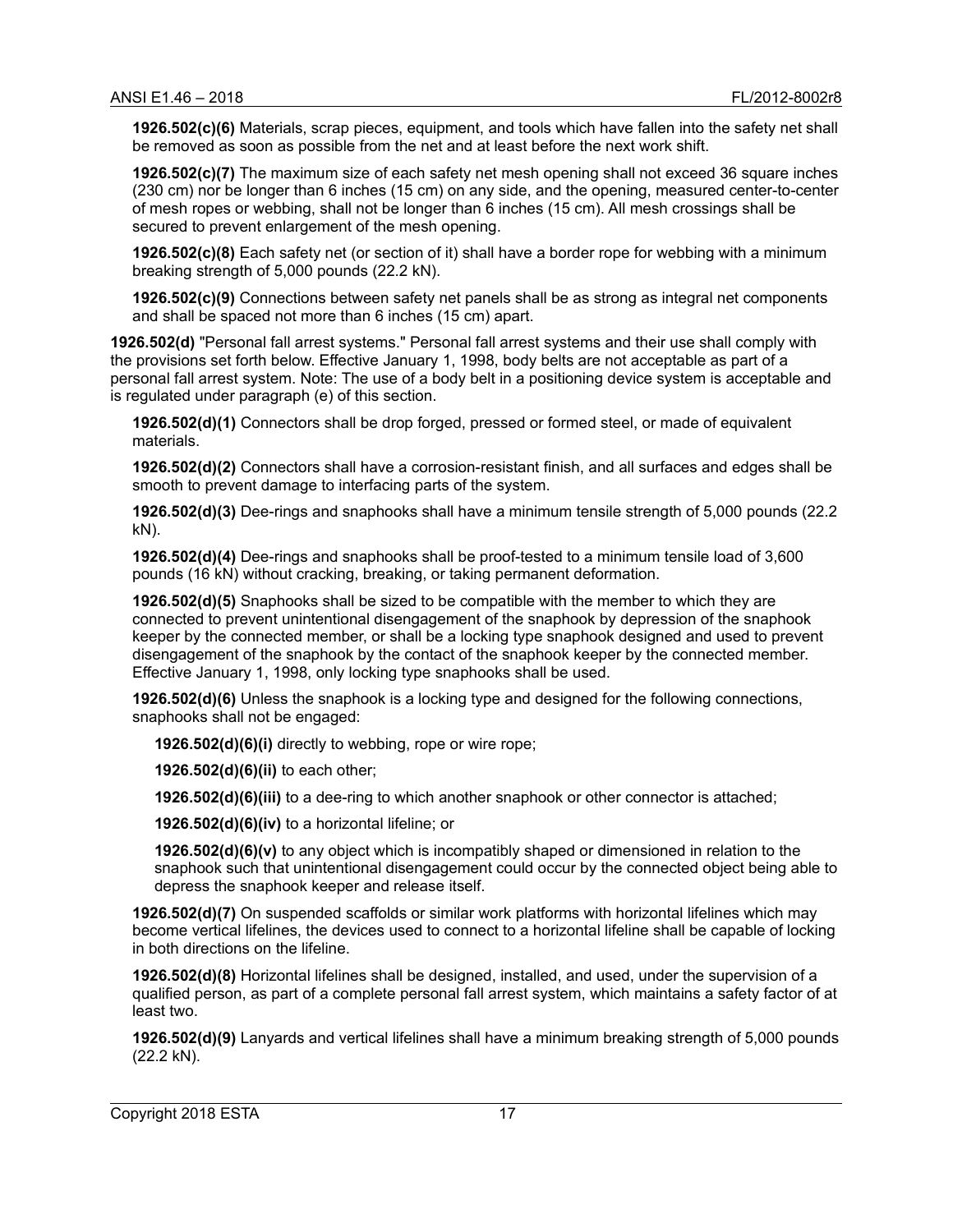**1926.502(c)(6)** Materials, scrap pieces, equipment, and tools which have fallen into the safety net shall be removed as soon as possible from the net and at least before the next work shift.

**1926.502(c)(7)** The maximum size of each safety net mesh opening shall not exceed 36 square inches (230 cm) nor be longer than 6 inches (15 cm) on any side, and the opening, measured center-to-center of mesh ropes or webbing, shall not be longer than 6 inches (15 cm). All mesh crossings shall be secured to prevent enlargement of the mesh opening.

**1926.502(c)(8)** Each safety net (or section of it) shall have a border rope for webbing with a minimum breaking strength of 5,000 pounds (22.2 kN).

**1926.502(c)(9)** Connections between safety net panels shall be as strong as integral net components and shall be spaced not more than 6 inches (15 cm) apart.

**1926.502(d)** "Personal fall arrest systems." Personal fall arrest systems and their use shall comply with the provisions set forth below. Effective January 1, 1998, body belts are not acceptable as part of a personal fall arrest system. Note: The use of a body belt in a positioning device system is acceptable and is regulated under paragraph (e) of this section.

**1926.502(d)(1)** Connectors shall be drop forged, pressed or formed steel, or made of equivalent materials.

**1926.502(d)(2)** Connectors shall have a corrosion-resistant finish, and all surfaces and edges shall be smooth to prevent damage to interfacing parts of the system.

**1926.502(d)(3)** Dee-rings and snaphooks shall have a minimum tensile strength of 5,000 pounds (22.2 kN).

**1926.502(d)(4)** Dee-rings and snaphooks shall be proof-tested to a minimum tensile load of 3,600 pounds (16 kN) without cracking, breaking, or taking permanent deformation.

**1926.502(d)(5)** Snaphooks shall be sized to be compatible with the member to which they are connected to prevent unintentional disengagement of the snaphook by depression of the snaphook keeper by the connected member, or shall be a locking type snaphook designed and used to prevent disengagement of the snaphook by the contact of the snaphook keeper by the connected member. Effective January 1, 1998, only locking type snaphooks shall be used.

**1926.502(d)(6)** Unless the snaphook is a locking type and designed for the following connections, snaphooks shall not be engaged:

**1926.502(d)(6)(i)** directly to webbing, rope or wire rope;

**1926.502(d)(6)(ii)** to each other;

**1926.502(d)(6)(iii)** to a dee-ring to which another snaphook or other connector is attached;

**1926.502(d)(6)(iv)** to a horizontal lifeline; or

**1926.502(d)(6)(v)** to any object which is incompatibly shaped or dimensioned in relation to the snaphook such that unintentional disengagement could occur by the connected object being able to depress the snaphook keeper and release itself.

**1926.502(d)(7)** On suspended scaffolds or similar work platforms with horizontal lifelines which may become vertical lifelines, the devices used to connect to a horizontal lifeline shall be capable of locking in both directions on the lifeline.

**1926.502(d)(8)** Horizontal lifelines shall be designed, installed, and used, under the supervision of a qualified person, as part of a complete personal fall arrest system, which maintains a safety factor of at least two.

**1926.502(d)(9)** Lanyards and vertical lifelines shall have a minimum breaking strength of 5,000 pounds (22.2 kN).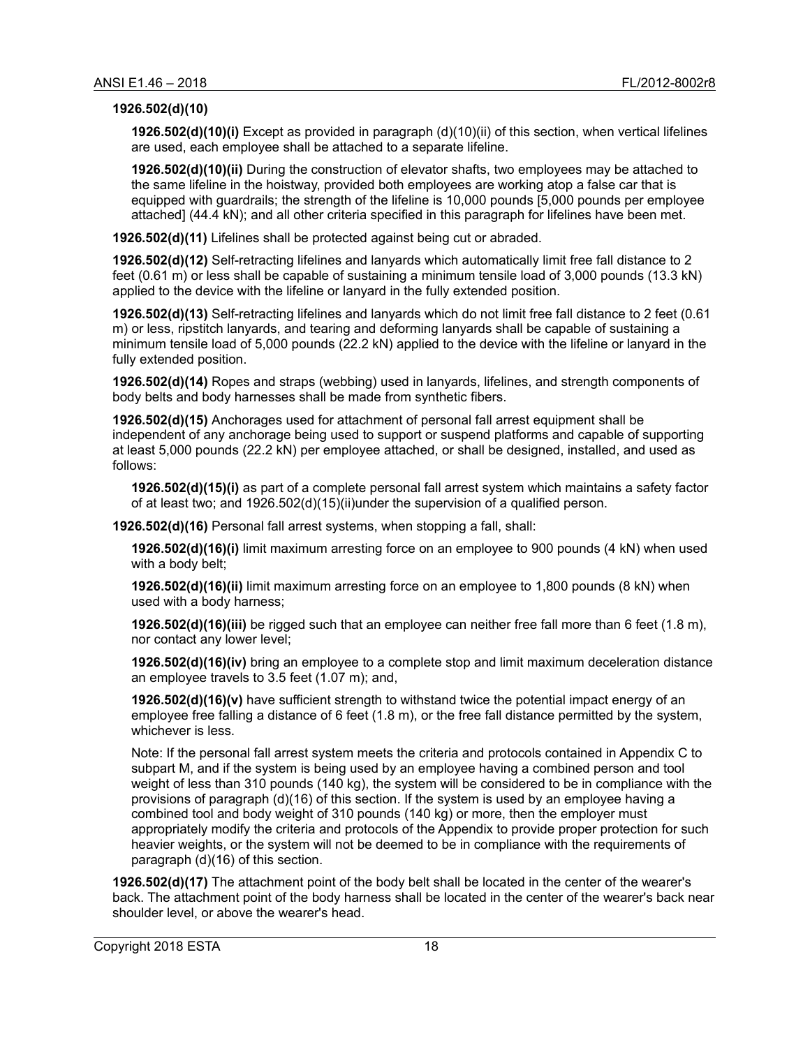**1926.502(d)(10)**

**1926.502(d)(10)(i)** Except as provided in paragraph (d)(10)(ii) of this section, when vertical lifelines are used, each employee shall be attached to a separate lifeline.

**1926.502(d)(10)(ii)** During the construction of elevator shafts, two employees may be attached to the same lifeline in the hoistway, provided both employees are working atop a false car that is equipped with guardrails; the strength of the lifeline is 10,000 pounds [5,000 pounds per employee attached] (44.4 kN); and all other criteria specified in this paragraph for lifelines have been met.

**1926.502(d)(11)** Lifelines shall be protected against being cut or abraded.

**1926.502(d)(12)** Self-retracting lifelines and lanyards which automatically limit free fall distance to 2 feet (0.61 m) or less shall be capable of sustaining a minimum tensile load of 3,000 pounds (13.3 kN) applied to the device with the lifeline or lanyard in the fully extended position.

**1926.502(d)(13)** Self-retracting lifelines and lanyards which do not limit free fall distance to 2 feet (0.61 m) or less, ripstitch lanyards, and tearing and deforming lanyards shall be capable of sustaining a minimum tensile load of 5,000 pounds (22.2 kN) applied to the device with the lifeline or lanyard in the fully extended position.

**1926.502(d)(14)** Ropes and straps (webbing) used in lanyards, lifelines, and strength components of body belts and body harnesses shall be made from synthetic fibers.

**1926.502(d)(15)** Anchorages used for attachment of personal fall arrest equipment shall be independent of any anchorage being used to support or suspend platforms and capable of supporting at least 5,000 pounds (22.2 kN) per employee attached, or shall be designed, installed, and used as follows:

**1926.502(d)(15)(i)** as part of a complete personal fall arrest system which maintains a safety factor of at least two; and 1926.502(d)(15)(ii)under the supervision of a qualified person.

**1926.502(d)(16)** Personal fall arrest systems, when stopping a fall, shall:

**1926.502(d)(16)(i)** limit maximum arresting force on an employee to 900 pounds (4 kN) when used with a body belt;

**1926.502(d)(16)(ii)** limit maximum arresting force on an employee to 1,800 pounds (8 kN) when used with a body harness;

**1926.502(d)(16)(iii)** be rigged such that an employee can neither free fall more than 6 feet (1.8 m), nor contact any lower level;

**1926.502(d)(16)(iv)** bring an employee to a complete stop and limit maximum deceleration distance an employee travels to 3.5 feet (1.07 m); and,

**1926.502(d)(16)(v)** have sufficient strength to withstand twice the potential impact energy of an employee free falling a distance of 6 feet (1.8 m), or the free fall distance permitted by the system, whichever is less.

Note: If the personal fall arrest system meets the criteria and protocols contained in Appendix C to subpart M, and if the system is being used by an employee having a combined person and tool weight of less than 310 pounds (140 kg), the system will be considered to be in compliance with the provisions of paragraph (d)(16) of this section. If the system is used by an employee having a combined tool and body weight of 310 pounds (140 kg) or more, then the employer must appropriately modify the criteria and protocols of the Appendix to provide proper protection for such heavier weights, or the system will not be deemed to be in compliance with the requirements of paragraph (d)(16) of this section.

**1926.502(d)(17)** The attachment point of the body belt shall be located in the center of the wearer's back. The attachment point of the body harness shall be located in the center of the wearer's back near shoulder level, or above the wearer's head.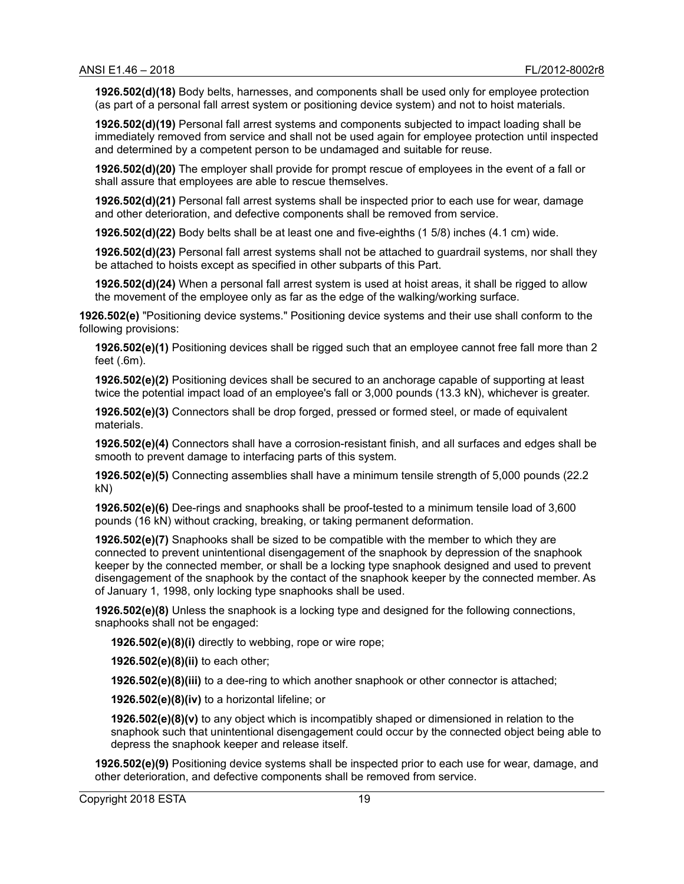**1926.502(d)(18)** Body belts, harnesses, and components shall be used only for employee protection (as part of a personal fall arrest system or positioning device system) and not to hoist materials.

**1926.502(d)(19)** Personal fall arrest systems and components subjected to impact loading shall be immediately removed from service and shall not be used again for employee protection until inspected and determined by a competent person to be undamaged and suitable for reuse.

**1926.502(d)(20)** The employer shall provide for prompt rescue of employees in the event of a fall or shall assure that employees are able to rescue themselves.

**1926.502(d)(21)** Personal fall arrest systems shall be inspected prior to each use for wear, damage and other deterioration, and defective components shall be removed from service.

**1926.502(d)(22)** Body belts shall be at least one and five-eighths (1 5/8) inches (4.1 cm) wide.

**1926.502(d)(23)** Personal fall arrest systems shall not be attached to guardrail systems, nor shall they be attached to hoists except as specified in other subparts of this Part.

**1926.502(d)(24)** When a personal fall arrest system is used at hoist areas, it shall be rigged to allow the movement of the employee only as far as the edge of the walking/working surface.

**1926.502(e)** "Positioning device systems." Positioning device systems and their use shall conform to the following provisions:

**1926.502(e)(1)** Positioning devices shall be rigged such that an employee cannot free fall more than 2 feet (.6m).

**1926.502(e)(2)** Positioning devices shall be secured to an anchorage capable of supporting at least twice the potential impact load of an employee's fall or 3,000 pounds (13.3 kN), whichever is greater.

**1926.502(e)(3)** Connectors shall be drop forged, pressed or formed steel, or made of equivalent materials.

**1926.502(e)(4)** Connectors shall have a corrosion-resistant finish, and all surfaces and edges shall be smooth to prevent damage to interfacing parts of this system.

**1926.502(e)(5)** Connecting assemblies shall have a minimum tensile strength of 5,000 pounds (22.2 kN)

**1926.502(e)(6)** Dee-rings and snaphooks shall be proof-tested to a minimum tensile load of 3,600 pounds (16 kN) without cracking, breaking, or taking permanent deformation.

**1926.502(e)(7)** Snaphooks shall be sized to be compatible with the member to which they are connected to prevent unintentional disengagement of the snaphook by depression of the snaphook keeper by the connected member, or shall be a locking type snaphook designed and used to prevent disengagement of the snaphook by the contact of the snaphook keeper by the connected member. As of January 1, 1998, only locking type snaphooks shall be used.

**1926.502(e)(8)** Unless the snaphook is a locking type and designed for the following connections, snaphooks shall not be engaged:

**1926.502(e)(8)(i)** directly to webbing, rope or wire rope;

**1926.502(e)(8)(ii)** to each other;

**1926.502(e)(8)(iii)** to a dee-ring to which another snaphook or other connector is attached;

**1926.502(e)(8)(iv)** to a horizontal lifeline; or

**1926.502(e)(8)(v)** to any object which is incompatibly shaped or dimensioned in relation to the snaphook such that unintentional disengagement could occur by the connected object being able to depress the snaphook keeper and release itself.

**1926.502(e)(9)** Positioning device systems shall be inspected prior to each use for wear, damage, and other deterioration, and defective components shall be removed from service.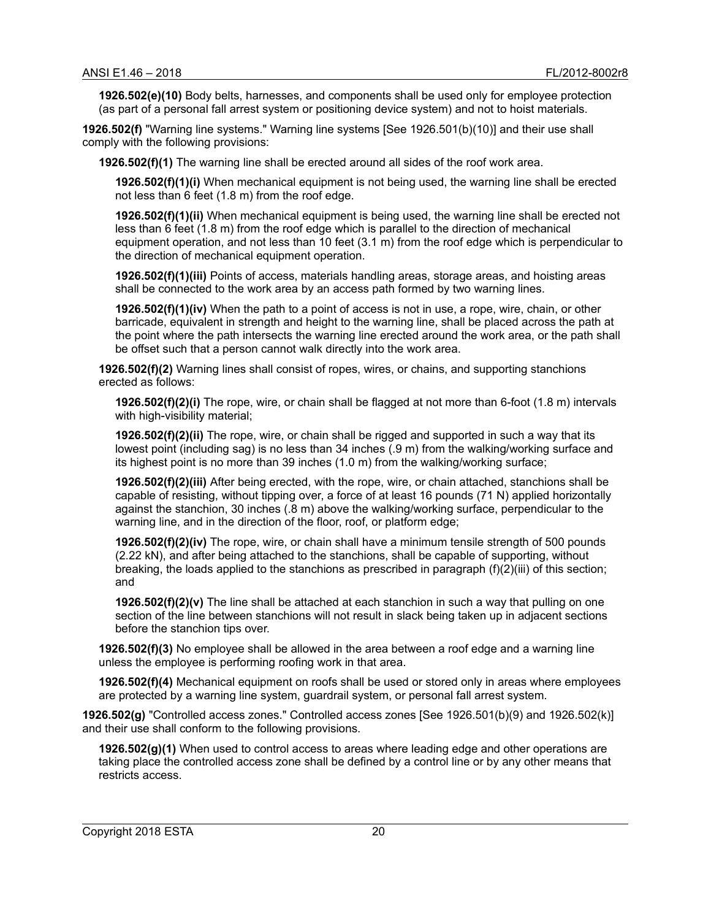**1926.502(e)(10)** Body belts, harnesses, and components shall be used only for employee protection (as part of a personal fall arrest system or positioning device system) and not to hoist materials.

**1926.502(f)** "Warning line systems." Warning line systems [See 1926.501(b)(10)] and their use shall comply with the following provisions:

**1926.502(f)(1)** The warning line shall be erected around all sides of the roof work area.

**1926.502(f)(1)(i)** When mechanical equipment is not being used, the warning line shall be erected not less than 6 feet (1.8 m) from the roof edge.

**1926.502(f)(1)(ii)** When mechanical equipment is being used, the warning line shall be erected not less than 6 feet (1.8 m) from the roof edge which is parallel to the direction of mechanical equipment operation, and not less than 10 feet (3.1 m) from the roof edge which is perpendicular to the direction of mechanical equipment operation.

**1926.502(f)(1)(iii)** Points of access, materials handling areas, storage areas, and hoisting areas shall be connected to the work area by an access path formed by two warning lines.

**1926.502(f)(1)(iv)** When the path to a point of access is not in use, a rope, wire, chain, or other barricade, equivalent in strength and height to the warning line, shall be placed across the path at the point where the path intersects the warning line erected around the work area, or the path shall be offset such that a person cannot walk directly into the work area.

**1926.502(f)(2)** Warning lines shall consist of ropes, wires, or chains, and supporting stanchions erected as follows:

**1926.502(f)(2)(i)** The rope, wire, or chain shall be flagged at not more than 6-foot (1.8 m) intervals with high-visibility material;

**1926.502(f)(2)(ii)** The rope, wire, or chain shall be rigged and supported in such a way that its lowest point (including sag) is no less than 34 inches (.9 m) from the walking/working surface and its highest point is no more than 39 inches (1.0 m) from the walking/working surface;

**1926.502(f)(2)(iii)** After being erected, with the rope, wire, or chain attached, stanchions shall be capable of resisting, without tipping over, a force of at least 16 pounds (71 N) applied horizontally against the stanchion, 30 inches (.8 m) above the walking/working surface, perpendicular to the warning line, and in the direction of the floor, roof, or platform edge;

**1926.502(f)(2)(iv)** The rope, wire, or chain shall have a minimum tensile strength of 500 pounds (2.22 kN), and after being attached to the stanchions, shall be capable of supporting, without breaking, the loads applied to the stanchions as prescribed in paragraph (f)(2)(iii) of this section; and

**1926.502(f)(2)(v)** The line shall be attached at each stanchion in such a way that pulling on one section of the line between stanchions will not result in slack being taken up in adjacent sections before the stanchion tips over.

**1926.502(f)(3)** No employee shall be allowed in the area between a roof edge and a warning line unless the employee is performing roofing work in that area.

**1926.502(f)(4)** Mechanical equipment on roofs shall be used or stored only in areas where employees are protected by a warning line system, guardrail system, or personal fall arrest system.

**1926.502(g)** "Controlled access zones." Controlled access zones [See 1926.501(b)(9) and 1926.502(k)] and their use shall conform to the following provisions.

**1926.502(g)(1)** When used to control access to areas where leading edge and other operations are taking place the controlled access zone shall be defined by a control line or by any other means that restricts access.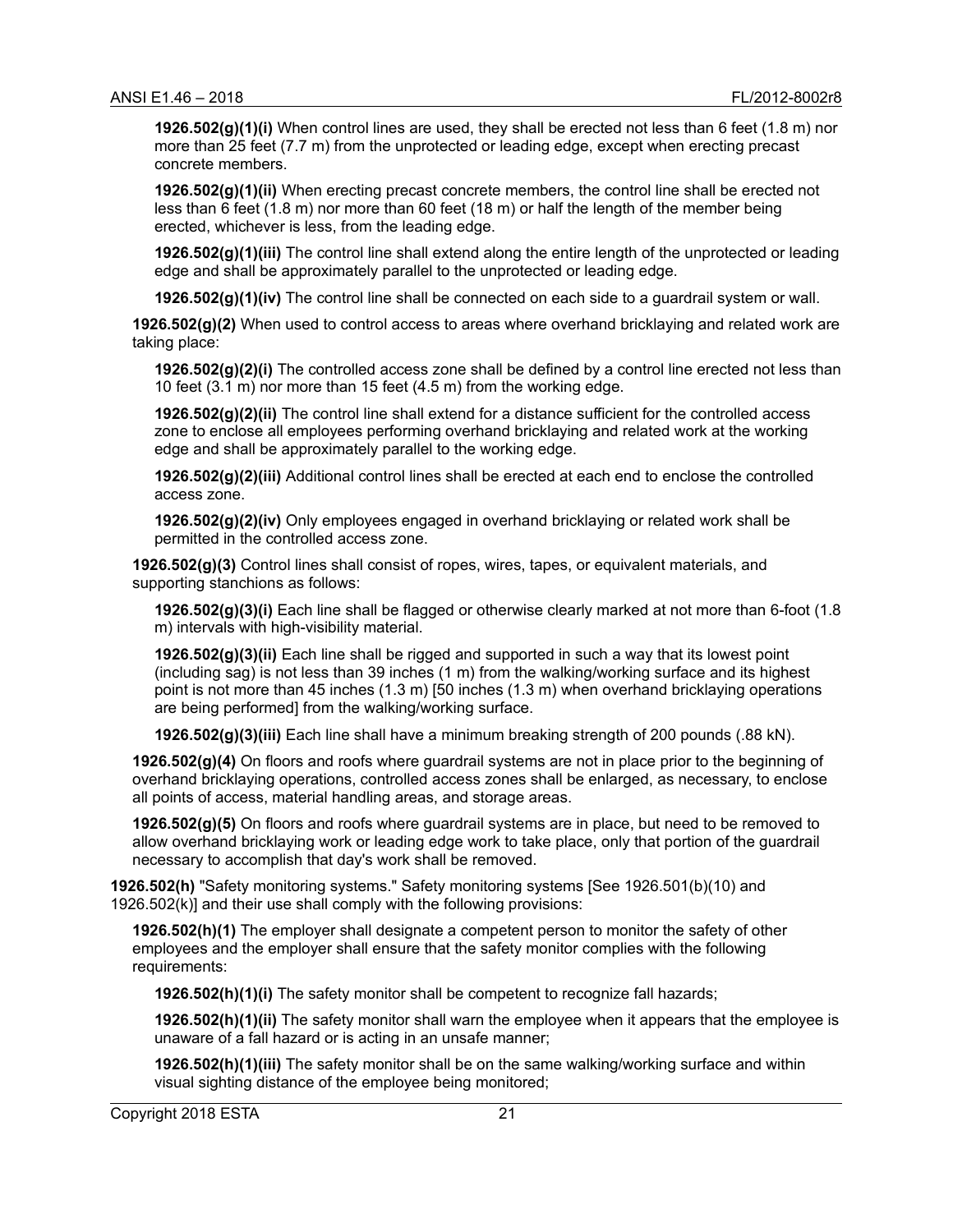**1926.502(g)(1)(i)** When control lines are used, they shall be erected not less than 6 feet (1.8 m) nor more than 25 feet (7.7 m) from the unprotected or leading edge, except when erecting precast concrete members.

**1926.502(g)(1)(ii)** When erecting precast concrete members, the control line shall be erected not less than 6 feet (1.8 m) nor more than 60 feet (18 m) or half the length of the member being erected, whichever is less, from the leading edge.

**1926.502(g)(1)(iii)** The control line shall extend along the entire length of the unprotected or leading edge and shall be approximately parallel to the unprotected or leading edge.

**1926.502(g)(1)(iv)** The control line shall be connected on each side to a guardrail system or wall.

**1926.502(g)(2)** When used to control access to areas where overhand bricklaying and related work are taking place:

**1926.502(g)(2)(i)** The controlled access zone shall be defined by a control line erected not less than 10 feet (3.1 m) nor more than 15 feet (4.5 m) from the working edge.

**1926.502(g)(2)(ii)** The control line shall extend for a distance sufficient for the controlled access zone to enclose all employees performing overhand bricklaying and related work at the working edge and shall be approximately parallel to the working edge.

**1926.502(g)(2)(iii)** Additional control lines shall be erected at each end to enclose the controlled access zone.

**1926.502(g)(2)(iv)** Only employees engaged in overhand bricklaying or related work shall be permitted in the controlled access zone.

**1926.502(g)(3)** Control lines shall consist of ropes, wires, tapes, or equivalent materials, and supporting stanchions as follows:

**1926.502(g)(3)(i)** Each line shall be flagged or otherwise clearly marked at not more than 6-foot (1.8 m) intervals with high-visibility material.

**1926.502(g)(3)(ii)** Each line shall be rigged and supported in such a way that its lowest point (including sag) is not less than 39 inches (1 m) from the walking/working surface and its highest point is not more than 45 inches (1.3 m) [50 inches (1.3 m) when overhand bricklaying operations are being performed] from the walking/working surface.

**1926.502(g)(3)(iii)** Each line shall have a minimum breaking strength of 200 pounds (.88 kN).

**1926.502(g)(4)** On floors and roofs where guardrail systems are not in place prior to the beginning of overhand bricklaying operations, controlled access zones shall be enlarged, as necessary, to enclose all points of access, material handling areas, and storage areas.

**1926.502(g)(5)** On floors and roofs where guardrail systems are in place, but need to be removed to allow overhand bricklaying work or leading edge work to take place, only that portion of the guardrail necessary to accomplish that day's work shall be removed.

**1926.502(h)** "Safety monitoring systems." Safety monitoring systems [See 1926.501(b)(10) and 1926.502(k)] and their use shall comply with the following provisions:

**1926.502(h)(1)** The employer shall designate a competent person to monitor the safety of other employees and the employer shall ensure that the safety monitor complies with the following requirements:

**1926.502(h)(1)(i)** The safety monitor shall be competent to recognize fall hazards;

**1926.502(h)(1)(ii)** The safety monitor shall warn the employee when it appears that the employee is unaware of a fall hazard or is acting in an unsafe manner;

**1926.502(h)(1)(iii)** The safety monitor shall be on the same walking/working surface and within visual sighting distance of the employee being monitored;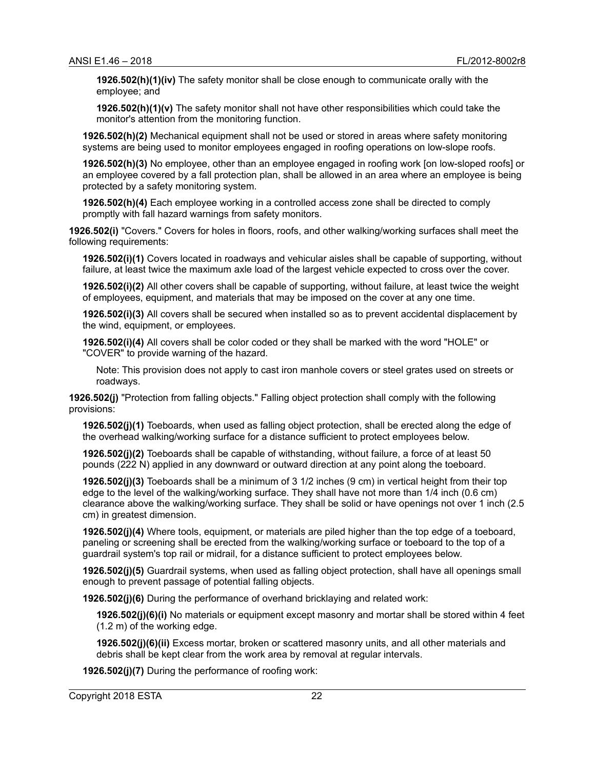**1926.502(h)(1)(iv)** The safety monitor shall be close enough to communicate orally with the employee; and

**1926.502(h)(1)(v)** The safety monitor shall not have other responsibilities which could take the monitor's attention from the monitoring function.

**1926.502(h)(2)** Mechanical equipment shall not be used or stored in areas where safety monitoring systems are being used to monitor employees engaged in roofing operations on low-slope roofs.

**1926.502(h)(3)** No employee, other than an employee engaged in roofing work [on low-sloped roofs] or an employee covered by a fall protection plan, shall be allowed in an area where an employee is being protected by a safety monitoring system.

**1926.502(h)(4)** Each employee working in a controlled access zone shall be directed to comply promptly with fall hazard warnings from safety monitors.

**1926.502(i)** "Covers." Covers for holes in floors, roofs, and other walking/working surfaces shall meet the following requirements:

**1926.502(i)(1)** Covers located in roadways and vehicular aisles shall be capable of supporting, without failure, at least twice the maximum axle load of the largest vehicle expected to cross over the cover.

**1926.502(i)(2)** All other covers shall be capable of supporting, without failure, at least twice the weight of employees, equipment, and materials that may be imposed on the cover at any one time.

**1926.502(i)(3)** All covers shall be secured when installed so as to prevent accidental displacement by the wind, equipment, or employees.

**1926.502(i)(4)** All covers shall be color coded or they shall be marked with the word "HOLE" or "COVER" to provide warning of the hazard.

Note: This provision does not apply to cast iron manhole covers or steel grates used on streets or roadways.

**1926.502(j)** "Protection from falling objects." Falling object protection shall comply with the following provisions:

**1926.502(j)(1)** Toeboards, when used as falling object protection, shall be erected along the edge of the overhead walking/working surface for a distance sufficient to protect employees below.

**1926.502(j)(2)** Toeboards shall be capable of withstanding, without failure, a force of at least 50 pounds (222 N) applied in any downward or outward direction at any point along the toeboard.

**1926.502(j)(3)** Toeboards shall be a minimum of 3 1/2 inches (9 cm) in vertical height from their top edge to the level of the walking/working surface. They shall have not more than 1/4 inch (0.6 cm) clearance above the walking/working surface. They shall be solid or have openings not over 1 inch (2.5 cm) in greatest dimension.

**1926.502(j)(4)** Where tools, equipment, or materials are piled higher than the top edge of a toeboard, paneling or screening shall be erected from the walking/working surface or toeboard to the top of a guardrail system's top rail or midrail, for a distance sufficient to protect employees below.

**1926.502(j)(5)** Guardrail systems, when used as falling object protection, shall have all openings small enough to prevent passage of potential falling objects.

**1926.502(j)(6)** During the performance of overhand bricklaying and related work:

**1926.502(j)(6)(i)** No materials or equipment except masonry and mortar shall be stored within 4 feet (1.2 m) of the working edge.

**1926.502(j)(6)(ii)** Excess mortar, broken or scattered masonry units, and all other materials and debris shall be kept clear from the work area by removal at regular intervals.

**1926.502(j)(7)** During the performance of roofing work: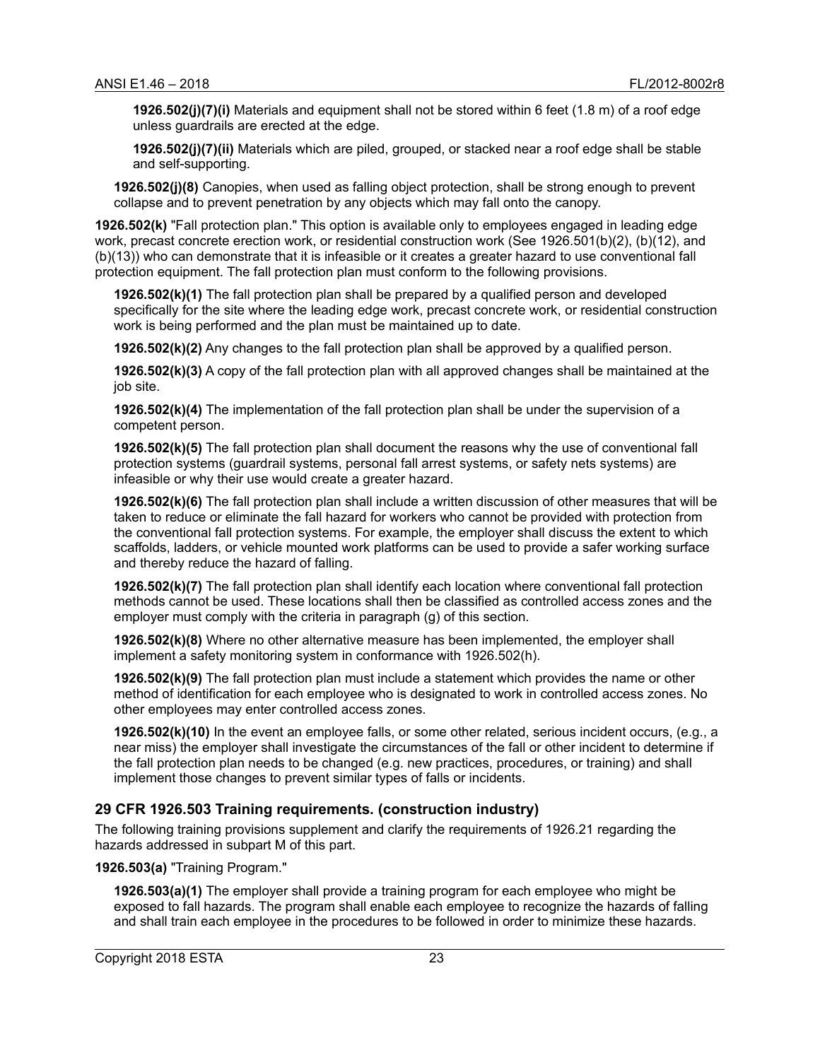**1926.502(j)(7)(i)** Materials and equipment shall not be stored within 6 feet (1.8 m) of a roof edge unless guardrails are erected at the edge.

**1926.502(j)(7)(ii)** Materials which are piled, grouped, or stacked near a roof edge shall be stable and self-supporting.

**1926.502(j)(8)** Canopies, when used as falling object protection, shall be strong enough to prevent collapse and to prevent penetration by any objects which may fall onto the canopy.

**1926.502(k)** "Fall protection plan." This option is available only to employees engaged in leading edge work, precast concrete erection work, or residential construction work (See 1926.501(b)(2), (b)(12), and (b)(13)) who can demonstrate that it is infeasible or it creates a greater hazard to use conventional fall protection equipment. The fall protection plan must conform to the following provisions.

**1926.502(k)(1)** The fall protection plan shall be prepared by a qualified person and developed specifically for the site where the leading edge work, precast concrete work, or residential construction work is being performed and the plan must be maintained up to date.

**1926.502(k)(2)** Any changes to the fall protection plan shall be approved by a qualified person.

**1926.502(k)(3)** A copy of the fall protection plan with all approved changes shall be maintained at the job site.

**1926.502(k)(4)** The implementation of the fall protection plan shall be under the supervision of a competent person.

**1926.502(k)(5)** The fall protection plan shall document the reasons why the use of conventional fall protection systems (guardrail systems, personal fall arrest systems, or safety nets systems) are infeasible or why their use would create a greater hazard.

**1926.502(k)(6)** The fall protection plan shall include a written discussion of other measures that will be taken to reduce or eliminate the fall hazard for workers who cannot be provided with protection from the conventional fall protection systems. For example, the employer shall discuss the extent to which scaffolds, ladders, or vehicle mounted work platforms can be used to provide a safer working surface and thereby reduce the hazard of falling.

**1926.502(k)(7)** The fall protection plan shall identify each location where conventional fall protection methods cannot be used. These locations shall then be classified as controlled access zones and the employer must comply with the criteria in paragraph (g) of this section.

**1926.502(k)(8)** Where no other alternative measure has been implemented, the employer shall implement a safety monitoring system in conformance with 1926.502(h).

**1926.502(k)(9)** The fall protection plan must include a statement which provides the name or other method of identification for each employee who is designated to work in controlled access zones. No other employees may enter controlled access zones.

**1926.502(k)(10)** In the event an employee falls, or some other related, serious incident occurs, (e.g., a near miss) the employer shall investigate the circumstances of the fall or other incident to determine if the fall protection plan needs to be changed (e.g. new practices, procedures, or training) and shall implement those changes to prevent similar types of falls or incidents.

## 29 CFR 1926.503 Training requirements. (construction industry)

The following training provisions supplement and clarify the requirements of 1926.21 regarding the hazards addressed in subpart M of this part.

**1926.503(a)** "Training Program."

**1926.503(a)(1)** The employer shall provide a training program for each employee who might be exposed to fall hazards. The program shall enable each employee to recognize the hazards of falling and shall train each employee in the procedures to be followed in order to minimize these hazards.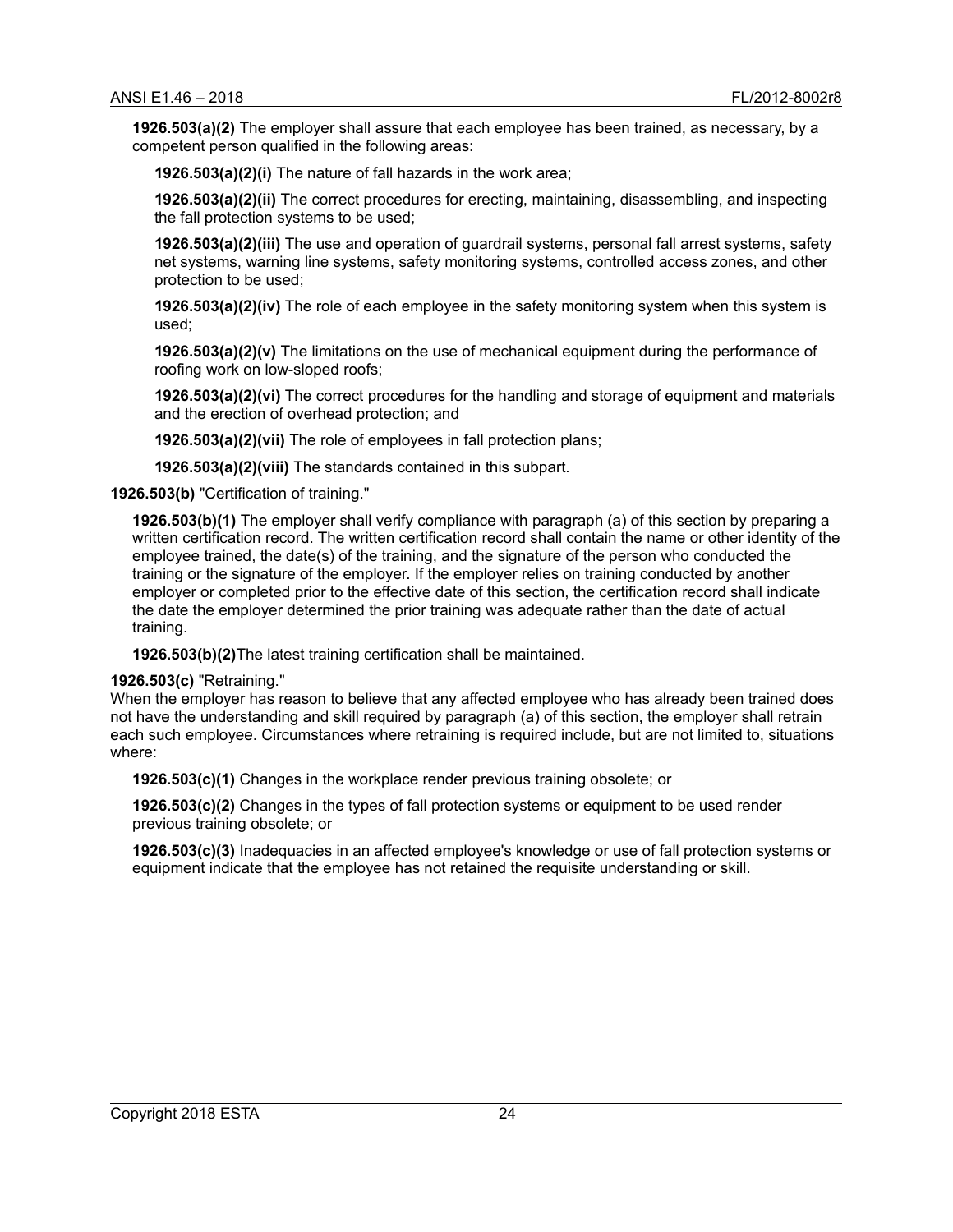**1926.503(a)(2)** The employer shall assure that each employee has been trained, as necessary, by a competent person qualified in the following areas:

**1926.503(a)(2)(i)** The nature of fall hazards in the work area;

**1926.503(a)(2)(ii)** The correct procedures for erecting, maintaining, disassembling, and inspecting the fall protection systems to be used;

**1926.503(a)(2)(iii)** The use and operation of guardrail systems, personal fall arrest systems, safety net systems, warning line systems, safety monitoring systems, controlled access zones, and other protection to be used;

**1926.503(a)(2)(iv)** The role of each employee in the safety monitoring system when this system is used;

**1926.503(a)(2)(v)** The limitations on the use of mechanical equipment during the performance of roofing work on low-sloped roofs;

**1926.503(a)(2)(vi)** The correct procedures for the handling and storage of equipment and materials and the erection of overhead protection; and

**1926.503(a)(2)(vii)** The role of employees in fall protection plans;

**1926.503(a)(2)(viii)** The standards contained in this subpart.

**1926.503(b)** "Certification of training."

**1926.503(b)(1)** The employer shall verify compliance with paragraph (a) of this section by preparing a written certification record. The written certification record shall contain the name or other identity of the employee trained, the date(s) of the training, and the signature of the person who conducted the training or the signature of the employer. If the employer relies on training conducted by another employer or completed prior to the effective date of this section, the certification record shall indicate the date the employer determined the prior training was adequate rather than the date of actual training.

**1926.503(b)(2)**The latest training certification shall be maintained.

**1926.503(c)** "Retraining."
When the employer has reason to believe that any affected employee who has already been trained does not have the understanding and skill required by paragraph (a) of this section, the employer shall retrain each such employee. Circumstances where retraining is required include, but are not limited to, situations where:

**1926.503(c)(1)** Changes in the workplace render previous training obsolete; or

**1926.503(c)(2)** Changes in the types of fall protection systems or equipment to be used render previous training obsolete; or

**1926.503(c)(3)** Inadequacies in an affected employee's knowledge or use of fall protection systems or equipment indicate that the employee has not retained the requisite understanding or skill.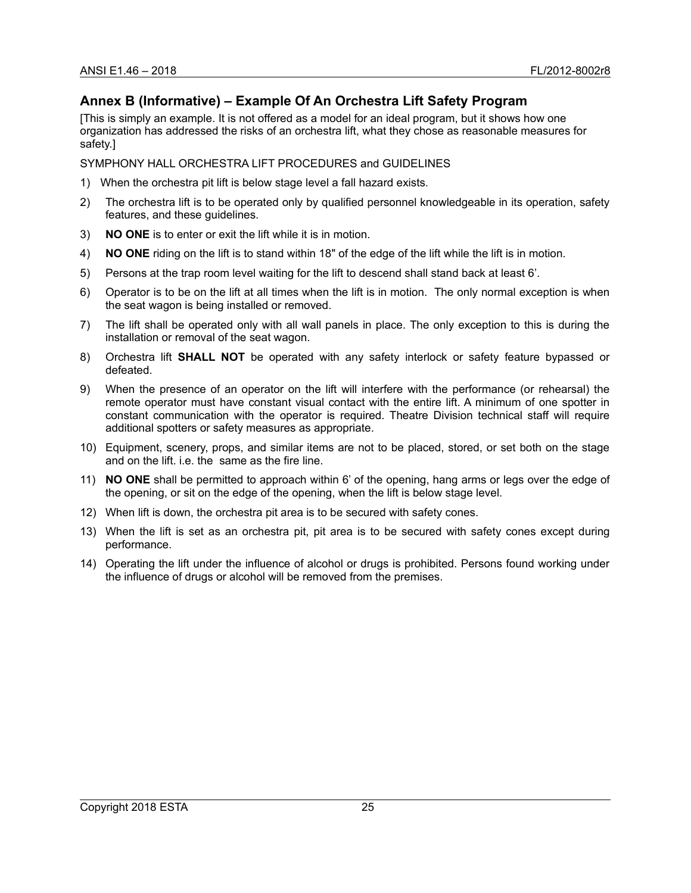## Annex B (Informative) – Example Of An Orchestra Lift Safety Program

[This is simply an example. It is not offered as a model for an ideal program, but it shows how one organization has addressed the risks of an orchestra lift, what they chose as reasonable measures for safety.]

SYMPHONY HALL ORCHESTRA LIFT PROCEDURES and GUIDELINES

1) When the orchestra pit lift is below stage level a fall hazard exists.
2) The orchestra lift is to be operated only by qualified personnel knowledgeable in its operation, safety features, and these guidelines.
3) **NO ONE** is to enter or exit the lift while it is in motion.
4) **NO ONE** riding on the lift is to stand within 18" of the edge of the lift while the lift is in motion.
5) Persons at the trap room level waiting for the lift to descend shall stand back at least 6'.
6) Operator is to be on the lift at all times when the lift is in motion. The only normal exception is when the seat wagon is being installed or removed.
7) The lift shall be operated only with all wall panels in place. The only exception to this is during the installation or removal of the seat wagon.
8) Orchestra lift **SHALL NOT** be operated with any safety interlock or safety feature bypassed or defeated.
9) When the presence of an operator on the lift will interfere with the performance (or rehearsal) the remote operator must have constant visual contact with the entire lift. A minimum of one spotter in constant communication with the operator is required. Theatre Division technical staff will require additional spotters or safety measures as appropriate.
10) Equipment, scenery, props, and similar items are not to be placed, stored, or set both on the stage and on the lift. i.e. the same as the fire line.
11) **NO ONE** shall be permitted to approach within 6' of the opening, hang arms or legs over the edge of the opening, or sit on the edge of the opening, when the lift is below stage level.
12) When lift is down, the orchestra pit area is to be secured with safety cones.
13) When the lift is set as an orchestra pit, pit area is to be secured with safety cones except during performance.
14) Operating the lift under the influence of alcohol or drugs is prohibited. Persons found working under the influence of drugs or alcohol will be removed from the premises.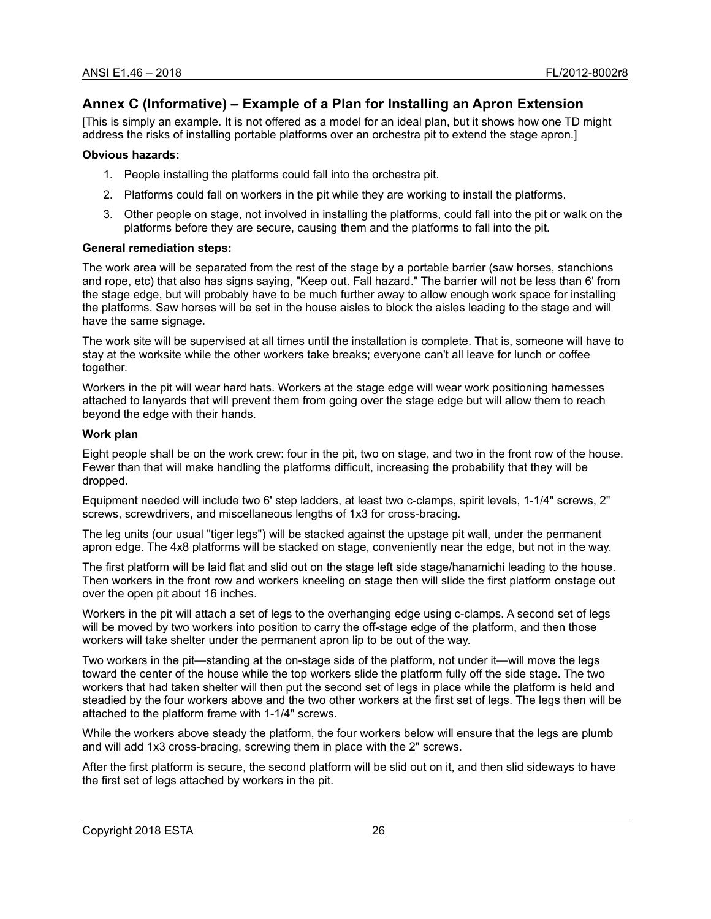## Annex C (Informative) – Example of a Plan for Installing an Apron Extension

[This is simply an example. It is not offered as a model for an ideal plan, but it shows how one TD might address the risks of installing portable platforms over an orchestra pit to extend the stage apron.]

**Obvious hazards:**

1. People installing the platforms could fall into the orchestra pit.
2. Platforms could fall on workers in the pit while they are working to install the platforms.
3. Other people on stage, not involved in installing the platforms, could fall into the pit or walk on the platforms before they are secure, causing them and the platforms to fall into the pit.

**General remediation steps:**

The work area will be separated from the rest of the stage by a portable barrier (saw horses, stanchions and rope, etc) that also has signs saying, "Keep out. Fall hazard." The barrier will not be less than 6' from the stage edge, but will probably have to be much further away to allow enough work space for installing the platforms. Saw horses will be set in the house aisles to block the aisles leading to the stage and will have the same signage.

The work site will be supervised at all times until the installation is complete. That is, someone will have to stay at the worksite while the other workers take breaks; everyone can't all leave for lunch or coffee together.

Workers in the pit will wear hard hats. Workers at the stage edge will wear work positioning harnesses attached to lanyards that will prevent them from going over the stage edge but will allow them to reach beyond the edge with their hands.

**Work plan**

Eight people shall be on the work crew: four in the pit, two on stage, and two in the front row of the house. Fewer than that will make handling the platforms difficult, increasing the probability that they will be dropped.

Equipment needed will include two 6' step ladders, at least two c-clamps, spirit levels, 1-1/4" screws, 2" screws, screwdrivers, and miscellaneous lengths of 1x3 for cross-bracing.

The leg units (our usual "tiger legs") will be stacked against the upstage pit wall, under the permanent apron edge. The 4x8 platforms will be stacked on stage, conveniently near the edge, but not in the way.

The first platform will be laid flat and slid out on the stage left side stage/hanamichi leading to the house. Then workers in the front row and workers kneeling on stage then will slide the first platform onstage out over the open pit about 16 inches.

Workers in the pit will attach a set of legs to the overhanging edge using c-clamps. A second set of legs will be moved by two workers into position to carry the off-stage edge of the platform, and then those workers will take shelter under the permanent apron lip to be out of the way.

Two workers in the pit—standing at the on-stage side of the platform, not under it—will move the legs toward the center of the house while the top workers slide the platform fully off the side stage. The two workers that had taken shelter will then put the second set of legs in place while the platform is held and steadied by the four workers above and the two other workers at the first set of legs. The legs then will be attached to the platform frame with 1-1/4" screws.

While the workers above steady the platform, the four workers below will ensure that the legs are plumb and will add 1x3 cross-bracing, screwing them in place with the 2" screws.

After the first platform is secure, the second platform will be slid out on it, and then slid sideways to have the first set of legs attached by workers in the pit.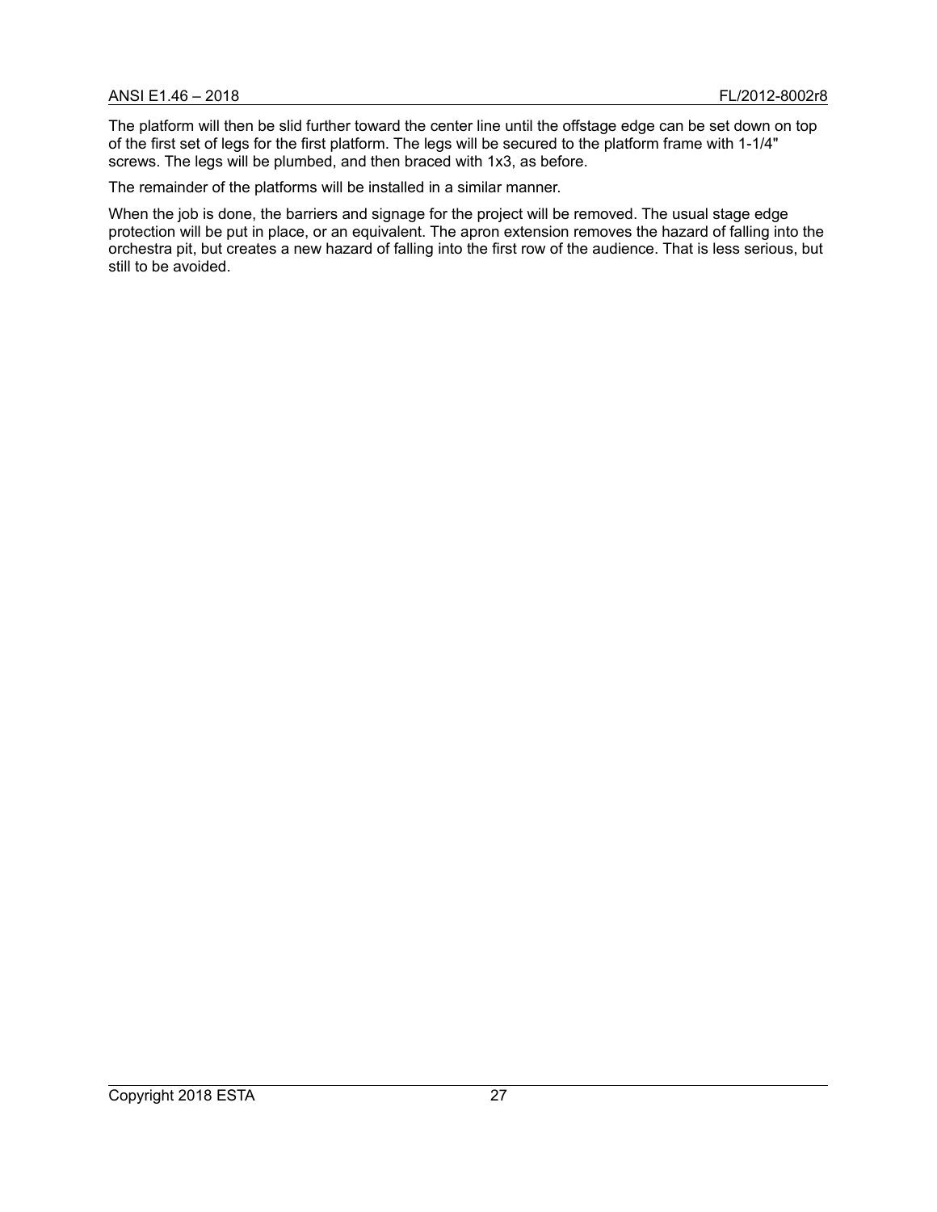The platform will then be slid further toward the center line until the offstage edge can be set down on top of the first set of legs for the first platform. The legs will be secured to the platform frame with 1-1/4" screws. The legs will be plumbed, and then braced with 1x3, as before.

The remainder of the platforms will be installed in a similar manner.

When the job is done, the barriers and signage for the project will be removed. The usual stage edge protection will be put in place, or an equivalent. The apron extension removes the hazard of falling into the orchestra pit, but creates a new hazard of falling into the first row of the audience. That is less serious, but still to be avoided.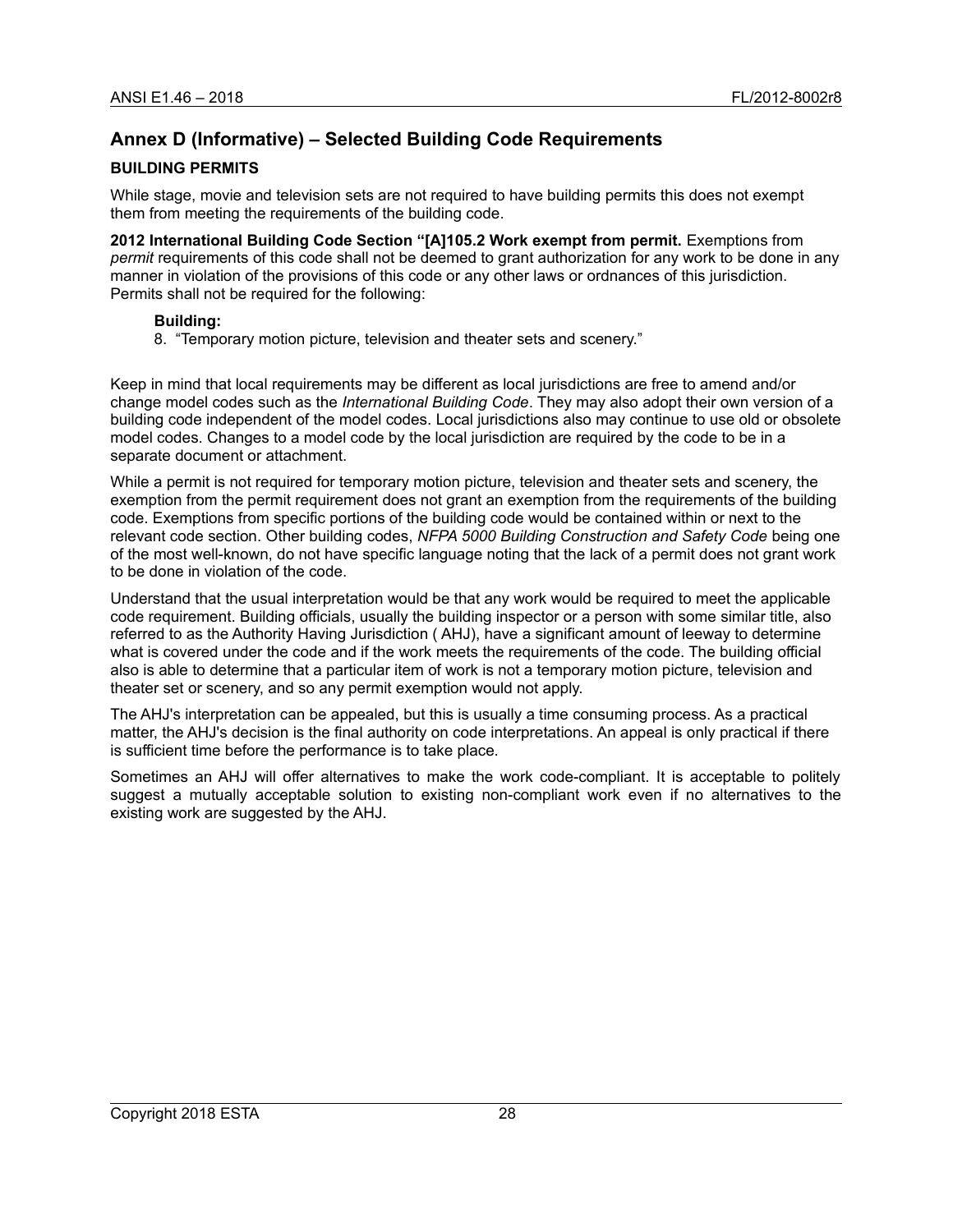## Annex D (Informative) – Selected Building Code Requirements

### BUILDING PERMITS

While stage, movie and television sets are not required to have building permits this does not exempt them from meeting the requirements of the building code.

**2012 International Building Code Section "[A]105.2 Work exempt from permit.** Exemptions from *permit* requirements of this code shall not be deemed to grant authorization for any work to be done in any manner in violation of the provisions of this code or any other laws or ordnances of this jurisdiction. Permits shall not be required for the following:

**Building:**

8. "Temporary motion picture, television and theater sets and scenery."

Keep in mind that local requirements may be different as local jurisdictions are free to amend and/or change model codes such as the *International Building Code*. They may also adopt their own version of a building code independent of the model codes. Local jurisdictions also may continue to use old or obsolete model codes. Changes to a model code by the local jurisdiction are required by the code to be in a separate document or attachment.

While a permit is not required for temporary motion picture, television and theater sets and scenery, the exemption from the permit requirement does not grant an exemption from the requirements of the building code. Exemptions from specific portions of the building code would be contained within or next to the relevant code section. Other building codes, *NFPA 5000 Building Construction and Safety Code* being one of the most well-known, do not have specific language noting that the lack of a permit does not grant work to be done in violation of the code.

Understand that the usual interpretation would be that any work would be required to meet the applicable code requirement. Building officials, usually the building inspector or a person with some similar title, also referred to as the Authority Having Jurisdiction ( AHJ), have a significant amount of leeway to determine what is covered under the code and if the work meets the requirements of the code. The building official also is able to determine that a particular item of work is not a temporary motion picture, television and theater set or scenery, and so any permit exemption would not apply.

The AHJ's interpretation can be appealed, but this is usually a time consuming process. As a practical matter, the AHJ's decision is the final authority on code interpretations. An appeal is only practical if there is sufficient time before the performance is to take place.

Sometimes an AHJ will offer alternatives to make the work code-compliant. It is acceptable to politely suggest a mutually acceptable solution to existing non-compliant work even if no alternatives to the existing work are suggested by the AHJ.